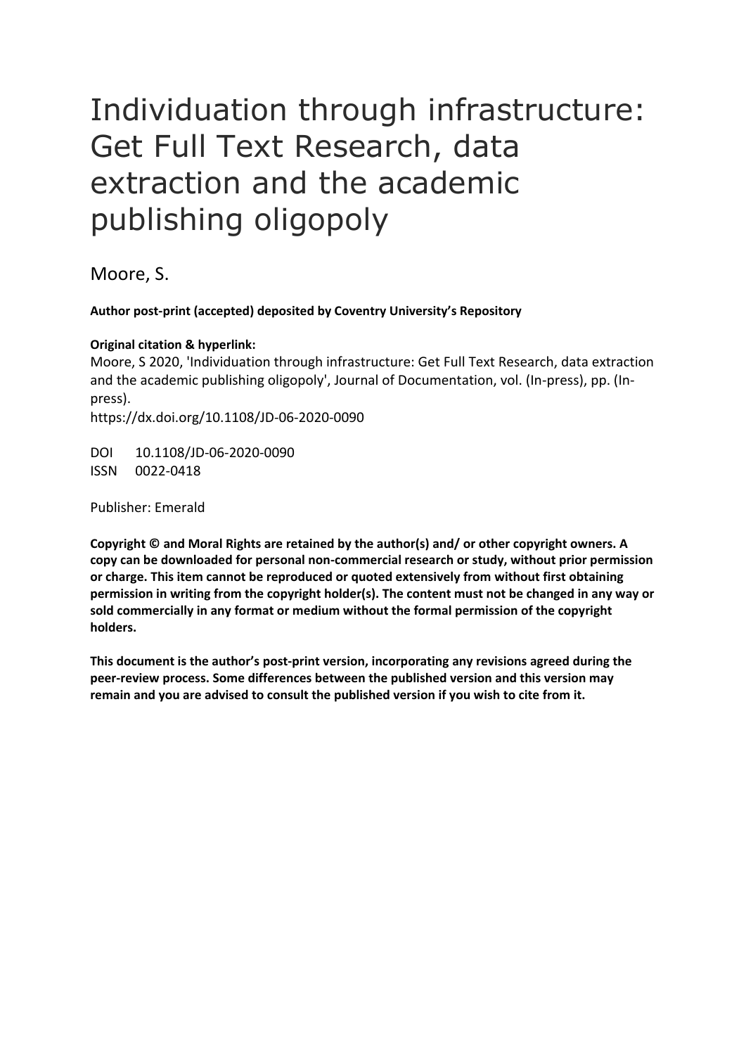# Individuation through infrastructure: Get Full Text Research, data extraction and the academic publishing oligopoly

Moore, S.

**Author post-print (accepted) deposited by Coventry University's Repository**

**Original citation & hyperlink:**

Moore, S 2020, 'Individuation through infrastructure: Get Full Text Research, data extraction and the academic publishing oligopoly', Journal of Documentation, vol. (In-press), pp. (In-press).

https://dx.doi.org/10.1108/JD-06-2020-0090

DOI 10.1108/JD-06-2020-0090

ISSN 0022-0418

Publisher: Emerald

**Copyright © and Moral Rights are retained by the author(s) and/ or other copyright owners. A copy can be downloaded for personal non-commercial research or study, without prior permission or charge. This item cannot be reproduced or quoted extensively from without first obtaining permission in writing from the copyright holder(s). The content must not be changed in any way or sold commercially in any format or medium without the formal permission of the copyright holders.**

**This document is the author's post-print version, incorporating any revisions agreed during the peer-review process. Some differences between the published version and this version may remain and you are advised to consult the published version if you wish to cite from it.**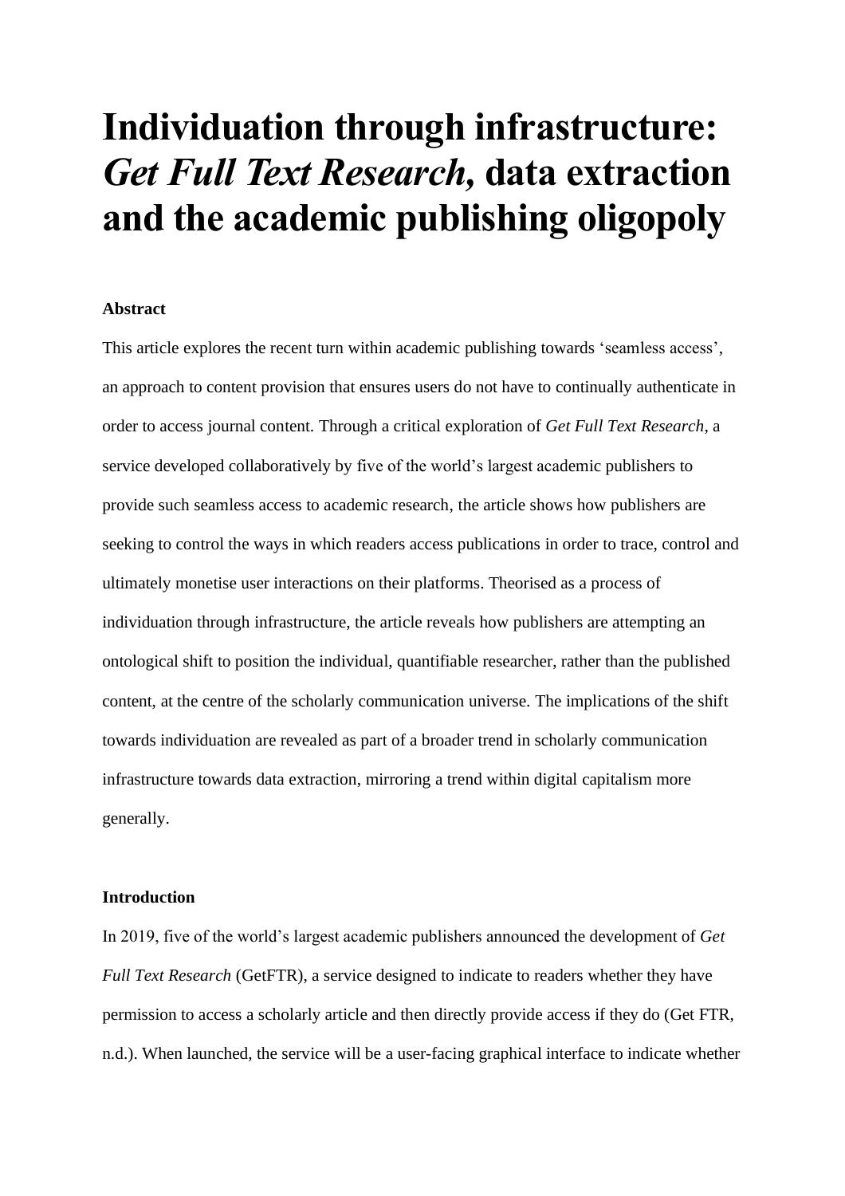# Individuation through infrastructure: *Get Full Text Research,* data extraction and the academic publishing oligopoly

**Abstract**

This article explores the recent turn within academic publishing towards 'seamless access', an approach to content provision that ensures users do not have to continually authenticate in order to access journal content. Through a critical exploration of *Get Full Text Research*, a service developed collaboratively by five of the world's largest academic publishers to provide such seamless access to academic research, the article shows how publishers are seeking to control the ways in which readers access publications in order to trace, control and ultimately monetise user interactions on their platforms. Theorised as a process of individuation through infrastructure, the article reveals how publishers are attempting an ontological shift to position the individual, quantifiable researcher, rather than the published content, at the centre of the scholarly communication universe. The implications of the shift towards individuation are revealed as part of a broader trend in scholarly communication infrastructure towards data extraction, mirroring a trend within digital capitalism more generally.

**Introduction**

In 2019, five of the world's largest academic publishers announced the development of *Get Full Text Research* (GetFTR), a service designed to indicate to readers whether they have permission to access a scholarly article and then directly provide access if they do (Get FTR, n.d.). When launched, the service will be a user-facing graphical interface to indicate whether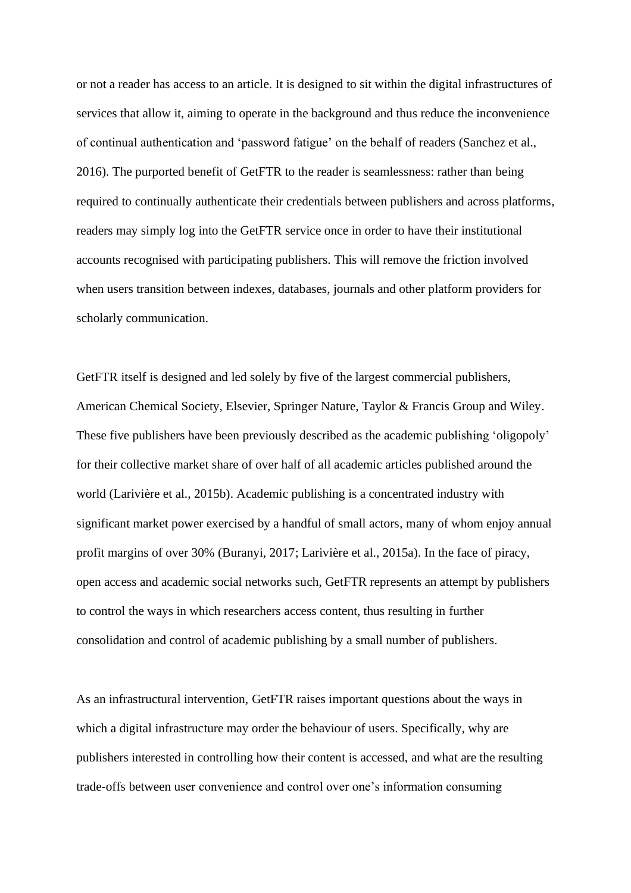or not a reader has access to an article. It is designed to sit within the digital infrastructures of services that allow it, aiming to operate in the background and thus reduce the inconvenience of continual authentication and 'password fatigue' on the behalf of readers (Sanchez et al., 2016). The purported benefit of GetFTR to the reader is seamlessness: rather than being required to continually authenticate their credentials between publishers and across platforms, readers may simply log into the GetFTR service once in order to have their institutional accounts recognised with participating publishers. This will remove the friction involved when users transition between indexes, databases, journals and other platform providers for scholarly communication.

GetFTR itself is designed and led solely by five of the largest commercial publishers, American Chemical Society, Elsevier, Springer Nature, Taylor & Francis Group and Wiley. These five publishers have been previously described as the academic publishing 'oligopoly' for their collective market share of over half of all academic articles published around the world (Larivière et al., 2015b). Academic publishing is a concentrated industry with significant market power exercised by a handful of small actors, many of whom enjoy annual profit margins of over 30% (Buranyi, 2017; Larivière et al., 2015a). In the face of piracy, open access and academic social networks such, GetFTR represents an attempt by publishers to control the ways in which researchers access content, thus resulting in further consolidation and control of academic publishing by a small number of publishers.

As an infrastructural intervention, GetFTR raises important questions about the ways in which a digital infrastructure may order the behaviour of users. Specifically, why are publishers interested in controlling how their content is accessed, and what are the resulting trade-offs between user convenience and control over one's information consuming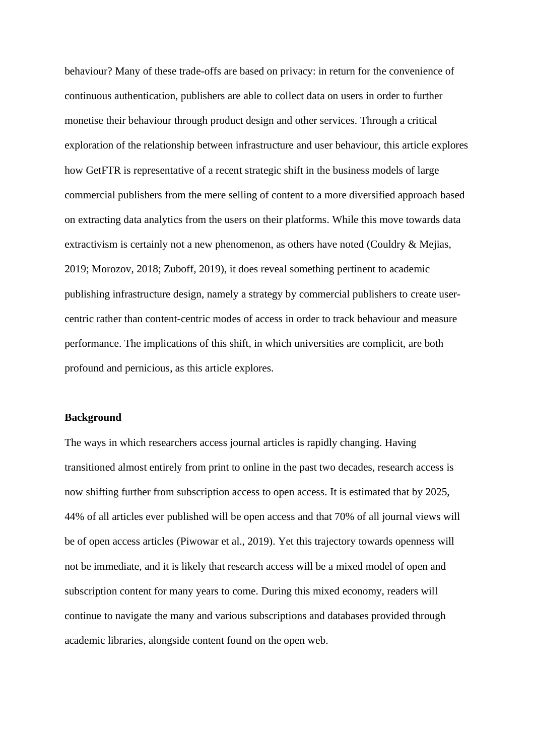behaviour? Many of these trade-offs are based on privacy: in return for the convenience of continuous authentication, publishers are able to collect data on users in order to further monetise their behaviour through product design and other services. Through a critical exploration of the relationship between infrastructure and user behaviour, this article explores how GetFTR is representative of a recent strategic shift in the business models of large commercial publishers from the mere selling of content to a more diversified approach based on extracting data analytics from the users on their platforms. While this move towards data extractivism is certainly not a new phenomenon, as others have noted (Couldry & Mejias, 2019; Morozov, 2018; Zuboff, 2019), it does reveal something pertinent to academic publishing infrastructure design, namely a strategy by commercial publishers to create user-centric rather than content-centric modes of access in order to track behaviour and measure performance. The implications of this shift, in which universities are complicit, are both profound and pernicious, as this article explores.

**Background**

The ways in which researchers access journal articles is rapidly changing. Having transitioned almost entirely from print to online in the past two decades, research access is now shifting further from subscription access to open access. It is estimated that by 2025, 44% of all articles ever published will be open access and that 70% of all journal views will be of open access articles (Piwowar et al., 2019). Yet this trajectory towards openness will not be immediate, and it is likely that research access will be a mixed model of open and subscription content for many years to come. During this mixed economy, readers will continue to navigate the many and various subscriptions and databases provided through academic libraries, alongside content found on the open web.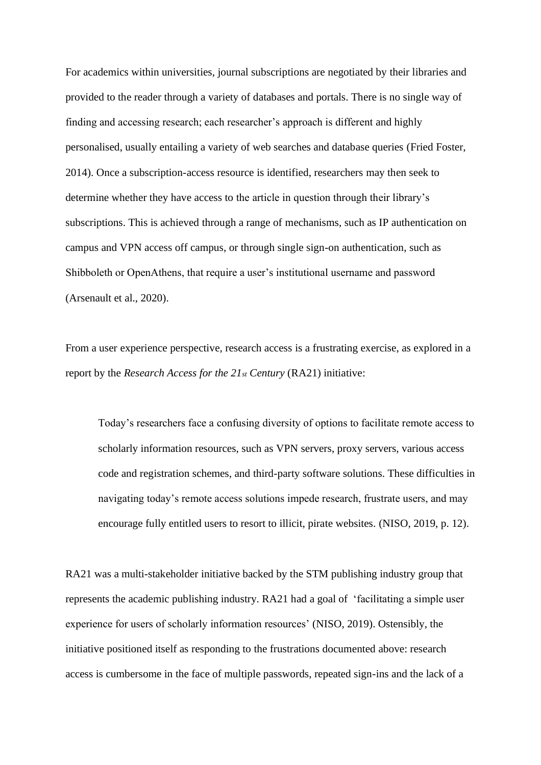For academics within universities, journal subscriptions are negotiated by their libraries and provided to the reader through a variety of databases and portals. There is no single way of finding and accessing research; each researcher's approach is different and highly personalised, usually entailing a variety of web searches and database queries (Fried Foster, 2014). Once a subscription-access resource is identified, researchers may then seek to determine whether they have access to the article in question through their library's subscriptions. This is achieved through a range of mechanisms, such as IP authentication on campus and VPN access off campus, or through single sign-on authentication, such as Shibboleth or OpenAthens, that require a user's institutional username and password (Arsenault et al., 2020).

From a user experience perspective, research access is a frustrating exercise, as explored in a report by the *Research Access for the 21st Century* (RA21) initiative:

> Today's researchers face a confusing diversity of options to facilitate remote access to scholarly information resources, such as VPN servers, proxy servers, various access code and registration schemes, and third-party software solutions. These difficulties in navigating today's remote access solutions impede research, frustrate users, and may encourage fully entitled users to resort to illicit, pirate websites. (NISO, 2019, p. 12).

RA21 was a multi-stakeholder initiative backed by the STM publishing industry group that represents the academic publishing industry. RA21 had a goal of 'facilitating a simple user experience for users of scholarly information resources' (NISO, 2019). Ostensibly, the initiative positioned itself as responding to the frustrations documented above: research access is cumbersome in the face of multiple passwords, repeated sign-ins and the lack of a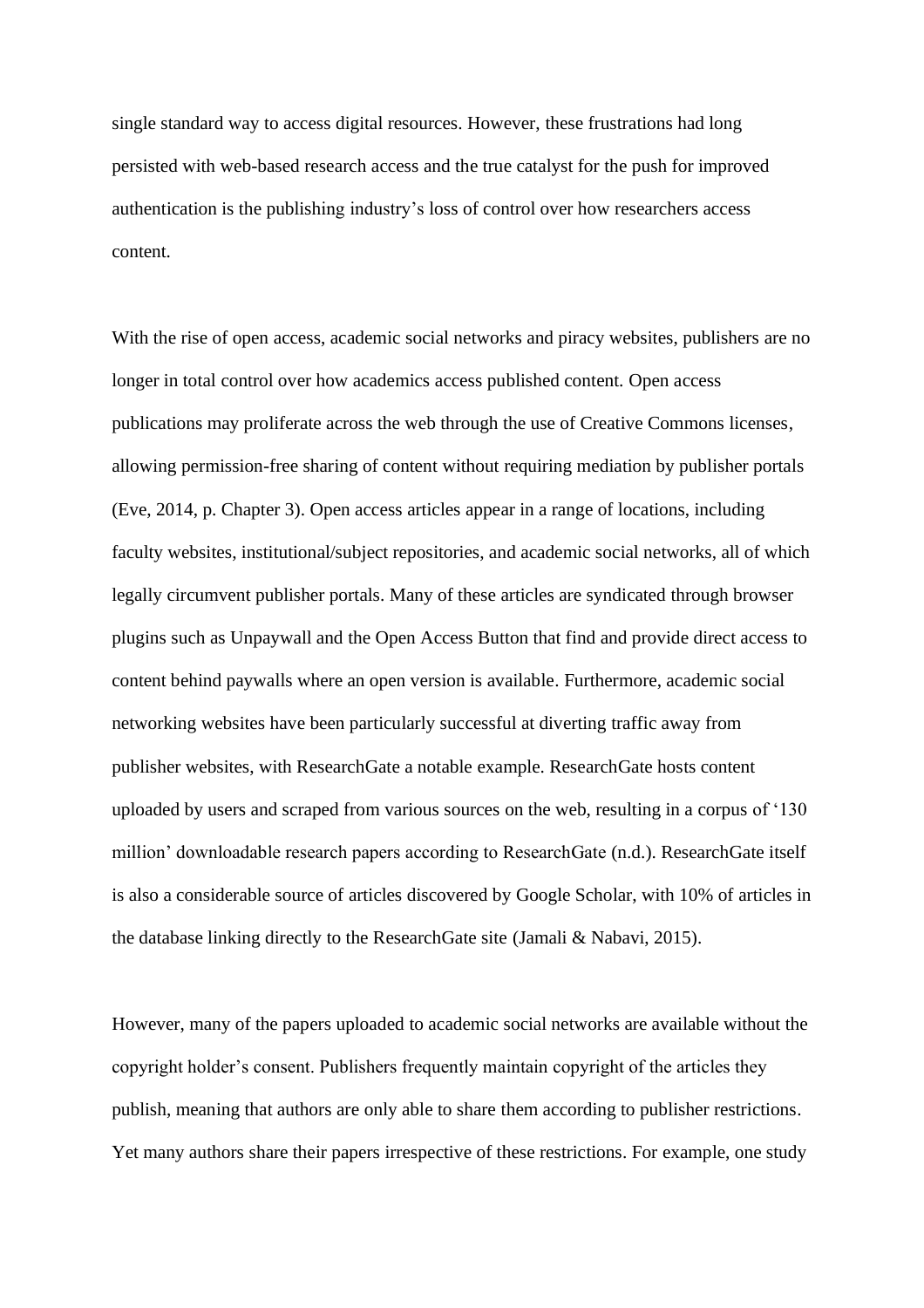single standard way to access digital resources. However, these frustrations had long persisted with web-based research access and the true catalyst for the push for improved authentication is the publishing industry's loss of control over how researchers access content.

With the rise of open access, academic social networks and piracy websites, publishers are no longer in total control over how academics access published content. Open access publications may proliferate across the web through the use of Creative Commons licenses, allowing permission-free sharing of content without requiring mediation by publisher portals (Eve, 2014, p. Chapter 3). Open access articles appear in a range of locations, including faculty websites, institutional/subject repositories, and academic social networks, all of which legally circumvent publisher portals. Many of these articles are syndicated through browser plugins such as Unpaywall and the Open Access Button that find and provide direct access to content behind paywalls where an open version is available. Furthermore, academic social networking websites have been particularly successful at diverting traffic away from publisher websites, with ResearchGate a notable example. ResearchGate hosts content uploaded by users and scraped from various sources on the web, resulting in a corpus of '130 million' downloadable research papers according to ResearchGate (n.d.). ResearchGate itself is also a considerable source of articles discovered by Google Scholar, with 10% of articles in the database linking directly to the ResearchGate site (Jamali & Nabavi, 2015).

However, many of the papers uploaded to academic social networks are available without the copyright holder's consent. Publishers frequently maintain copyright of the articles they publish, meaning that authors are only able to share them according to publisher restrictions. Yet many authors share their papers irrespective of these restrictions. For example, one study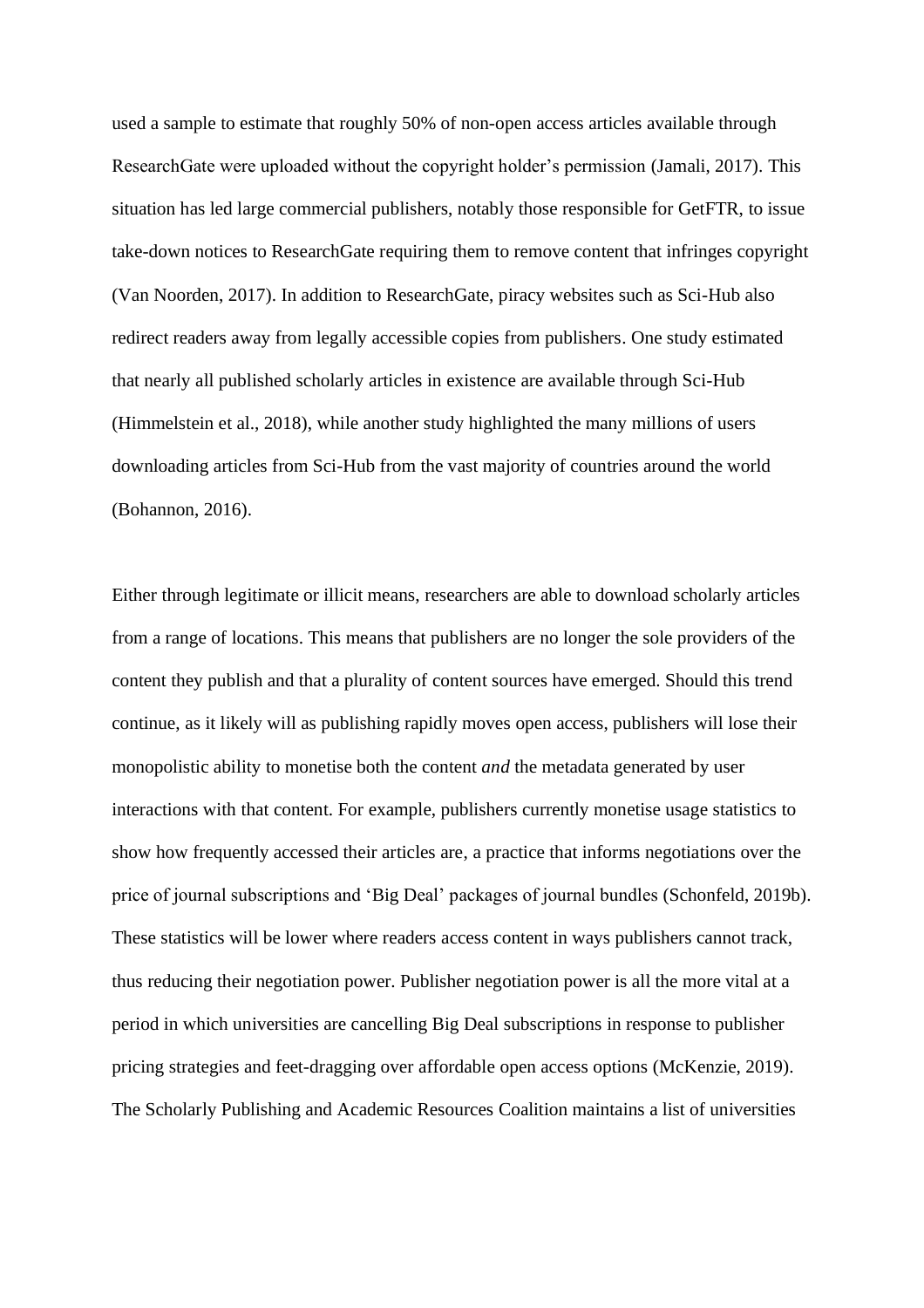used a sample to estimate that roughly 50% of non-open access articles available through ResearchGate were uploaded without the copyright holder's permission (Jamali, 2017). This situation has led large commercial publishers, notably those responsible for GetFTR, to issue take-down notices to ResearchGate requiring them to remove content that infringes copyright (Van Noorden, 2017). In addition to ResearchGate, piracy websites such as Sci-Hub also redirect readers away from legally accessible copies from publishers. One study estimated that nearly all published scholarly articles in existence are available through Sci-Hub (Himmelstein et al., 2018), while another study highlighted the many millions of users downloading articles from Sci-Hub from the vast majority of countries around the world (Bohannon, 2016).

Either through legitimate or illicit means, researchers are able to download scholarly articles from a range of locations. This means that publishers are no longer the sole providers of the content they publish and that a plurality of content sources have emerged. Should this trend continue, as it likely will as publishing rapidly moves open access, publishers will lose their monopolistic ability to monetise both the content *and* the metadata generated by user interactions with that content. For example, publishers currently monetise usage statistics to show how frequently accessed their articles are, a practice that informs negotiations over the price of journal subscriptions and 'Big Deal' packages of journal bundles (Schonfeld, 2019b). These statistics will be lower where readers access content in ways publishers cannot track, thus reducing their negotiation power. Publisher negotiation power is all the more vital at a period in which universities are cancelling Big Deal subscriptions in response to publisher pricing strategies and feet-dragging over affordable open access options (McKenzie, 2019). The Scholarly Publishing and Academic Resources Coalition maintains a list of universities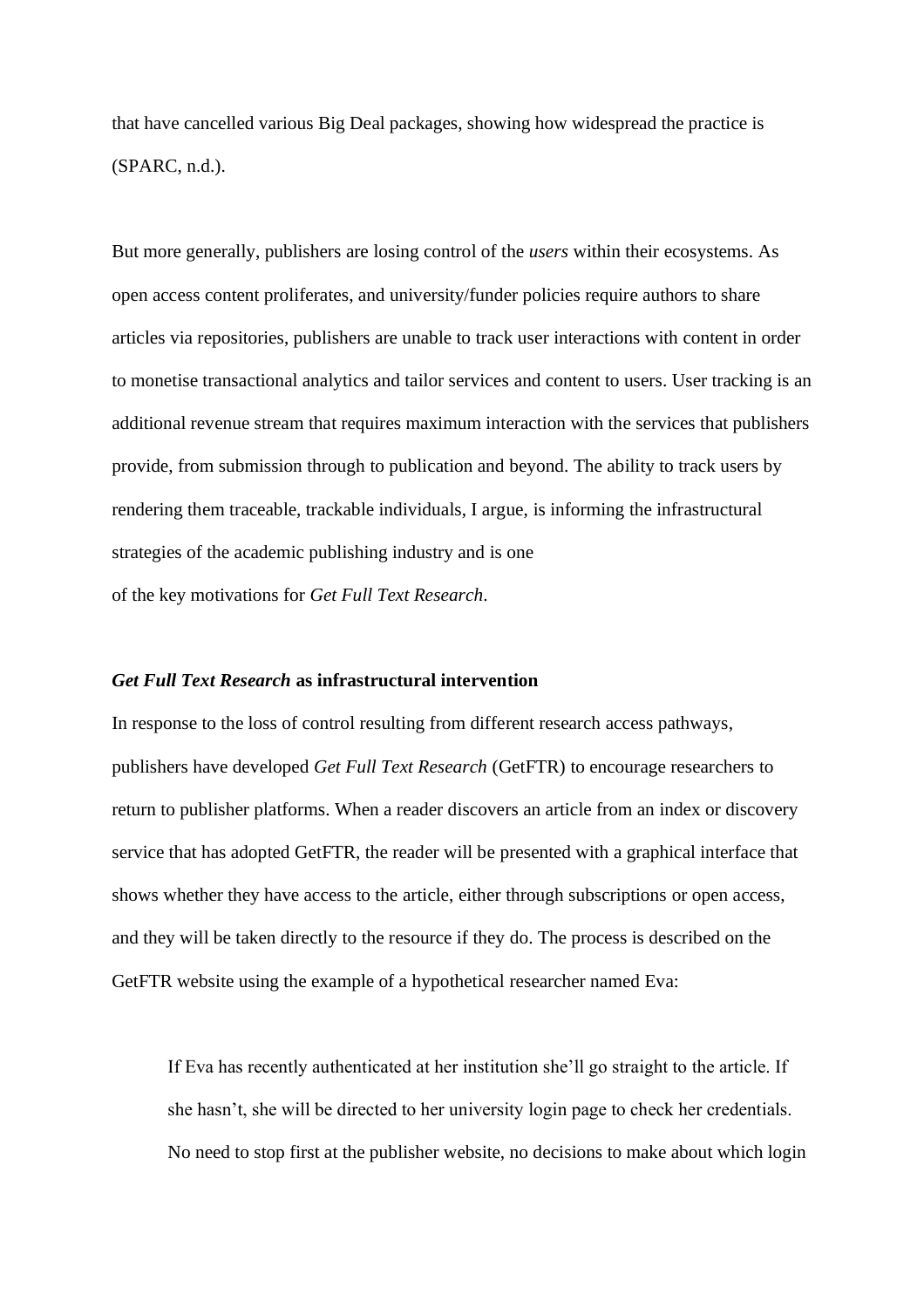that have cancelled various Big Deal packages, showing how widespread the practice is (SPARC, n.d.).

But more generally, publishers are losing control of the *users* within their ecosystems. As open access content proliferates, and university/funder policies require authors to share articles via repositories, publishers are unable to track user interactions with content in order to monetise transactional analytics and tailor services and content to users. User tracking is an additional revenue stream that requires maximum interaction with the services that publishers provide, from submission through to publication and beyond. The ability to track users by rendering them traceable, trackable individuals, I argue, is informing the infrastructural strategies of the academic publishing industry and is one of the key motivations for *Get Full Text Research*.

### *Get Full Text Research* as infrastructural intervention

In response to the loss of control resulting from different research access pathways, publishers have developed *Get Full Text Research* (GetFTR) to encourage researchers to return to publisher platforms. When a reader discovers an article from an index or discovery service that has adopted GetFTR, the reader will be presented with a graphical interface that shows whether they have access to the article, either through subscriptions or open access, and they will be taken directly to the resource if they do. The process is described on the GetFTR website using the example of a hypothetical researcher named Eva:

> If Eva has recently authenticated at her institution she'll go straight to the article. If she hasn't, she will be directed to her university login page to check her credentials. No need to stop first at the publisher website, no decisions to make about which login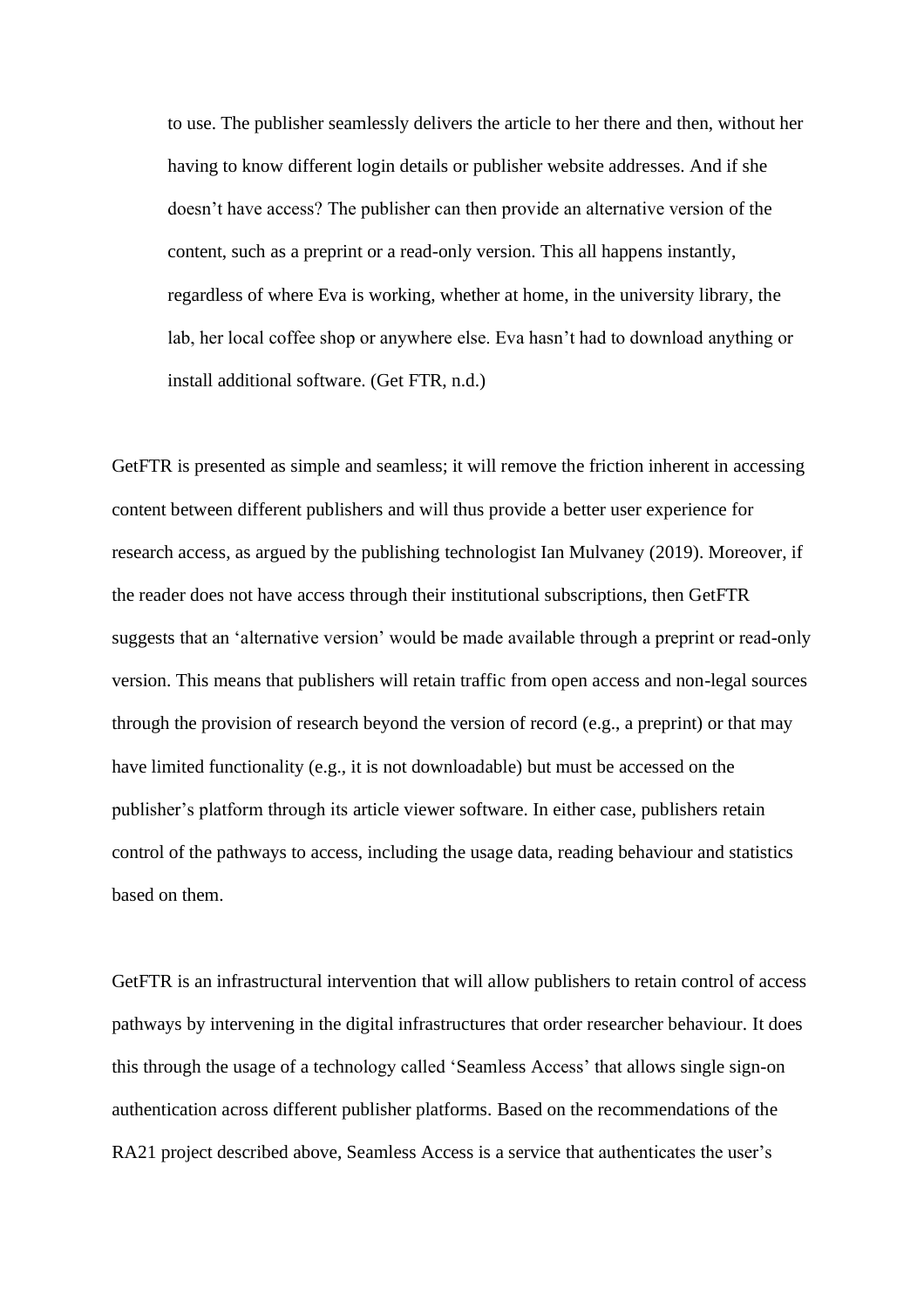> to use. The publisher seamlessly delivers the article to her there and then, without her having to know different login details or publisher website addresses. And if she doesn't have access? The publisher can then provide an alternative version of the content, such as a preprint or a read-only version. This all happens instantly, regardless of where Eva is working, whether at home, in the university library, the lab, her local coffee shop or anywhere else. Eva hasn't had to download anything or install additional software. (Get FTR, n.d.)

GetFTR is presented as simple and seamless; it will remove the friction inherent in accessing content between different publishers and will thus provide a better user experience for research access, as argued by the publishing technologist Ian Mulvaney (2019). Moreover, if the reader does not have access through their institutional subscriptions, then GetFTR suggests that an 'alternative version' would be made available through a preprint or read-only version. This means that publishers will retain traffic from open access and non-legal sources through the provision of research beyond the version of record (e.g., a preprint) or that may have limited functionality (e.g., it is not downloadable) but must be accessed on the publisher's platform through its article viewer software. In either case, publishers retain control of the pathways to access, including the usage data, reading behaviour and statistics based on them.

GetFTR is an infrastructural intervention that will allow publishers to retain control of access pathways by intervening in the digital infrastructures that order researcher behaviour. It does this through the usage of a technology called 'Seamless Access' that allows single sign-on authentication across different publisher platforms. Based on the recommendations of the RA21 project described above, Seamless Access is a service that authenticates the user's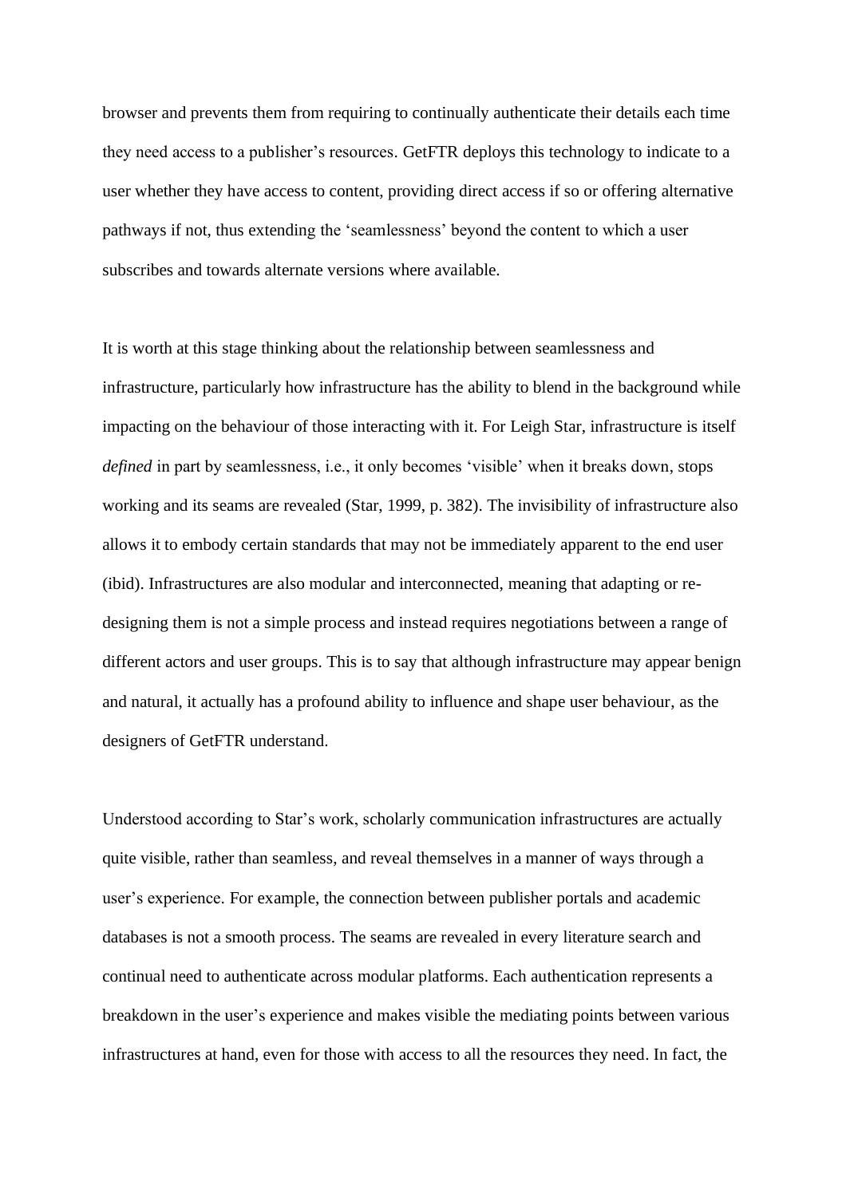browser and prevents them from requiring to continually authenticate their details each time they need access to a publisher's resources. GetFTR deploys this technology to indicate to a user whether they have access to content, providing direct access if so or offering alternative pathways if not, thus extending the 'seamlessness' beyond the content to which a user subscribes and towards alternate versions where available.

It is worth at this stage thinking about the relationship between seamlessness and infrastructure, particularly how infrastructure has the ability to blend in the background while impacting on the behaviour of those interacting with it. For Leigh Star, infrastructure is itself *defined* in part by seamlessness, i.e., it only becomes 'visible' when it breaks down, stops working and its seams are revealed (Star, 1999, p. 382). The invisibility of infrastructure also allows it to embody certain standards that may not be immediately apparent to the end user (ibid). Infrastructures are also modular and interconnected, meaning that adapting or re-designing them is not a simple process and instead requires negotiations between a range of different actors and user groups. This is to say that although infrastructure may appear benign and natural, it actually has a profound ability to influence and shape user behaviour, as the designers of GetFTR understand.

Understood according to Star's work, scholarly communication infrastructures are actually quite visible, rather than seamless, and reveal themselves in a manner of ways through a user's experience. For example, the connection between publisher portals and academic databases is not a smooth process. The seams are revealed in every literature search and continual need to authenticate across modular platforms. Each authentication represents a breakdown in the user's experience and makes visible the mediating points between various infrastructures at hand, even for those with access to all the resources they need. In fact, the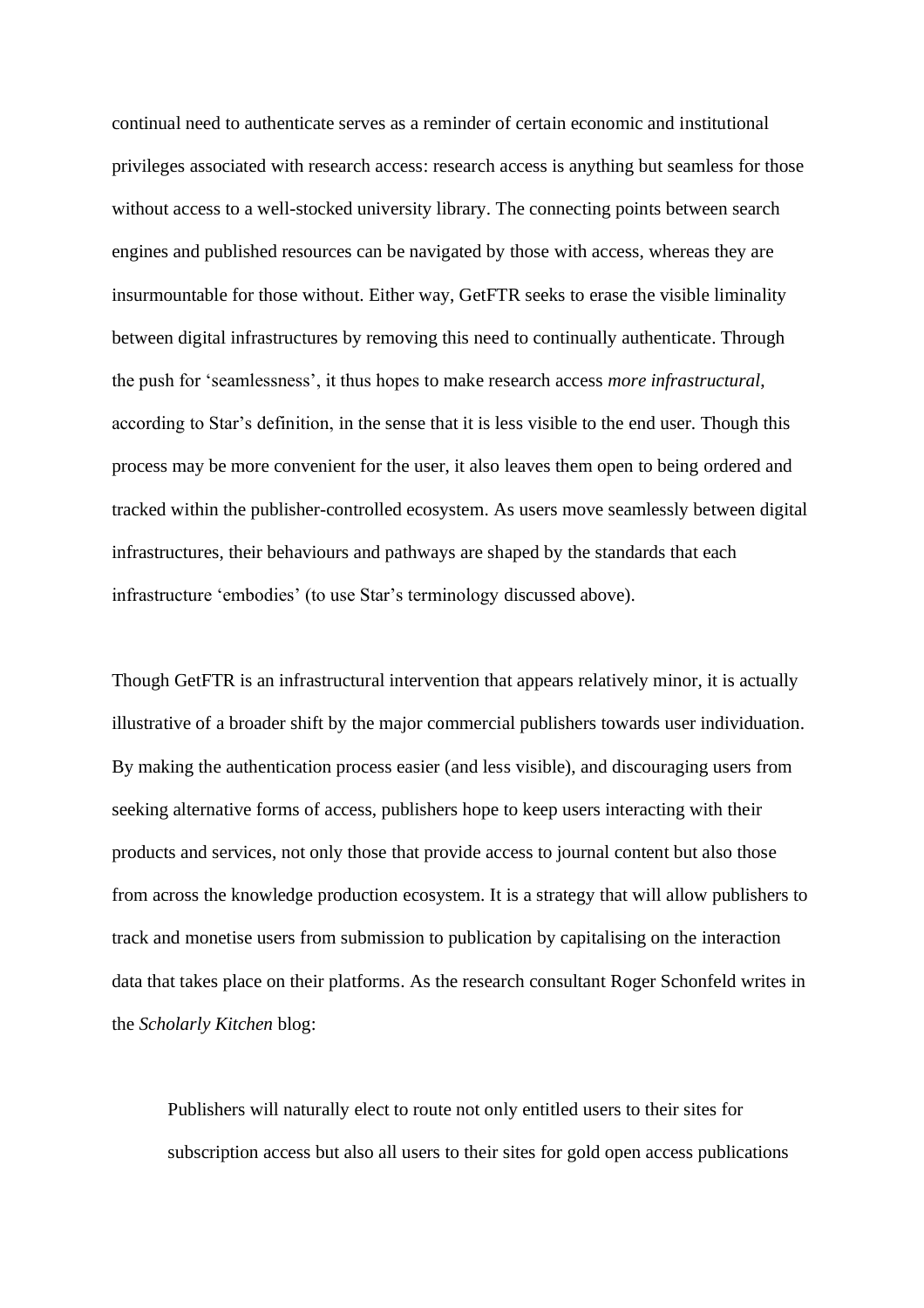continual need to authenticate serves as a reminder of certain economic and institutional privileges associated with research access: research access is anything but seamless for those without access to a well-stocked university library. The connecting points between search engines and published resources can be navigated by those with access, whereas they are insurmountable for those without. Either way, GetFTR seeks to erase the visible liminality between digital infrastructures by removing this need to continually authenticate. Through the push for 'seamlessness', it thus hopes to make research access *more infrastructural*, according to Star's definition, in the sense that it is less visible to the end user. Though this process may be more convenient for the user, it also leaves them open to being ordered and tracked within the publisher-controlled ecosystem. As users move seamlessly between digital infrastructures, their behaviours and pathways are shaped by the standards that each infrastructure 'embodies' (to use Star's terminology discussed above).

Though GetFTR is an infrastructural intervention that appears relatively minor, it is actually illustrative of a broader shift by the major commercial publishers towards user individuation. By making the authentication process easier (and less visible), and discouraging users from seeking alternative forms of access, publishers hope to keep users interacting with their products and services, not only those that provide access to journal content but also those from across the knowledge production ecosystem. It is a strategy that will allow publishers to track and monetise users from submission to publication by capitalising on the interaction data that takes place on their platforms. As the research consultant Roger Schonfeld writes in the *Scholarly Kitchen* blog:

> Publishers will naturally elect to route not only entitled users to their sites for subscription access but also all users to their sites for gold open access publications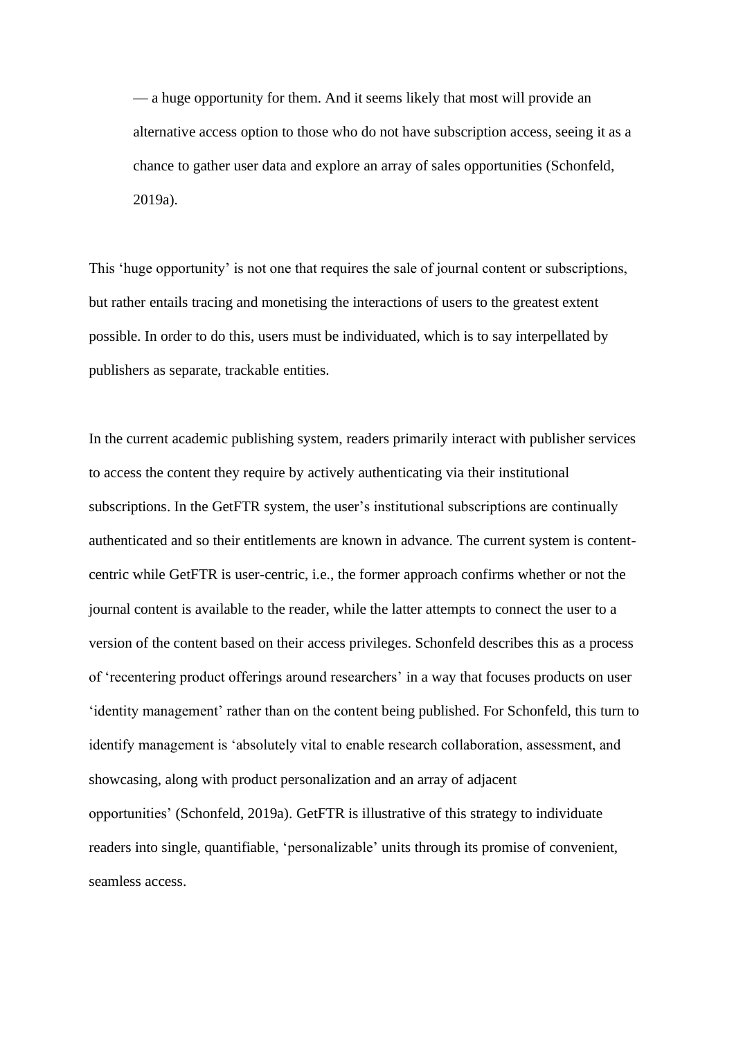> — a huge opportunity for them. And it seems likely that most will provide an alternative access option to those who do not have subscription access, seeing it as a chance to gather user data and explore an array of sales opportunities (Schonfeld, 2019a).

This 'huge opportunity' is not one that requires the sale of journal content or subscriptions, but rather entails tracing and monetising the interactions of users to the greatest extent possible. In order to do this, users must be individuated, which is to say interpellated by publishers as separate, trackable entities.

In the current academic publishing system, readers primarily interact with publisher services to access the content they require by actively authenticating via their institutional subscriptions. In the GetFTR system, the user's institutional subscriptions are continually authenticated and so their entitlements are known in advance. The current system is content-centric while GetFTR is user-centric, i.e., the former approach confirms whether or not the journal content is available to the reader, while the latter attempts to connect the user to a version of the content based on their access privileges. Schonfeld describes this as a process of 'recentering product offerings around researchers' in a way that focuses products on user 'identity management' rather than on the content being published. For Schonfeld, this turn to identify management is 'absolutely vital to enable research collaboration, assessment, and showcasing, along with product personalization and an array of adjacent opportunities' (Schonfeld, 2019a). GetFTR is illustrative of this strategy to individuate readers into single, quantifiable, 'personalizable' units through its promise of convenient, seamless access.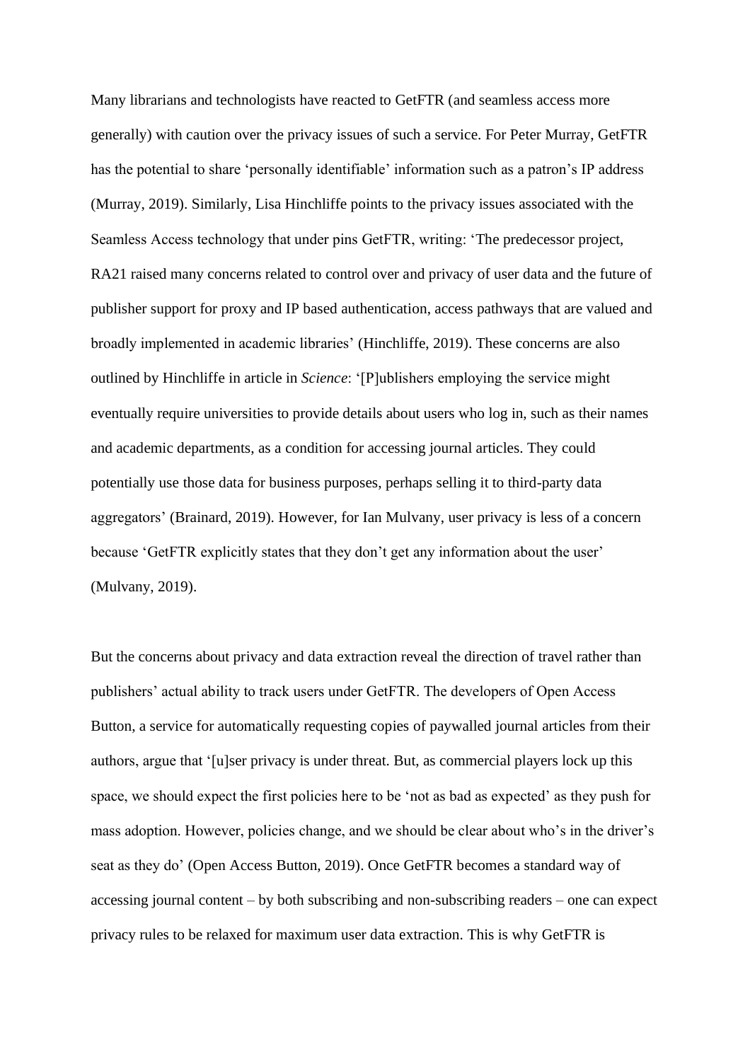Many librarians and technologists have reacted to GetFTR (and seamless access more generally) with caution over the privacy issues of such a service. For Peter Murray, GetFTR has the potential to share 'personally identifiable' information such as a patron's IP address (Murray, 2019). Similarly, Lisa Hinchliffe points to the privacy issues associated with the Seamless Access technology that under pins GetFTR, writing: 'The predecessor project, RA21 raised many concerns related to control over and privacy of user data and the future of publisher support for proxy and IP based authentication, access pathways that are valued and broadly implemented in academic libraries' (Hinchliffe, 2019). These concerns are also outlined by Hinchliffe in article in *Science*: '[P]ublishers employing the service might eventually require universities to provide details about users who log in, such as their names and academic departments, as a condition for accessing journal articles. They could potentially use those data for business purposes, perhaps selling it to third-party data aggregators' (Brainard, 2019). However, for Ian Mulvany, user privacy is less of a concern because 'GetFTR explicitly states that they don't get any information about the user' (Mulvany, 2019).

But the concerns about privacy and data extraction reveal the direction of travel rather than publishers' actual ability to track users under GetFTR. The developers of Open Access Button, a service for automatically requesting copies of paywalled journal articles from their authors, argue that '[u]ser privacy is under threat. But, as commercial players lock up this space, we should expect the first policies here to be 'not as bad as expected' as they push for mass adoption. However, policies change, and we should be clear about who's in the driver's seat as they do' (Open Access Button, 2019). Once GetFTR becomes a standard way of accessing journal content – by both subscribing and non-subscribing readers – one can expect privacy rules to be relaxed for maximum user data extraction. This is why GetFTR is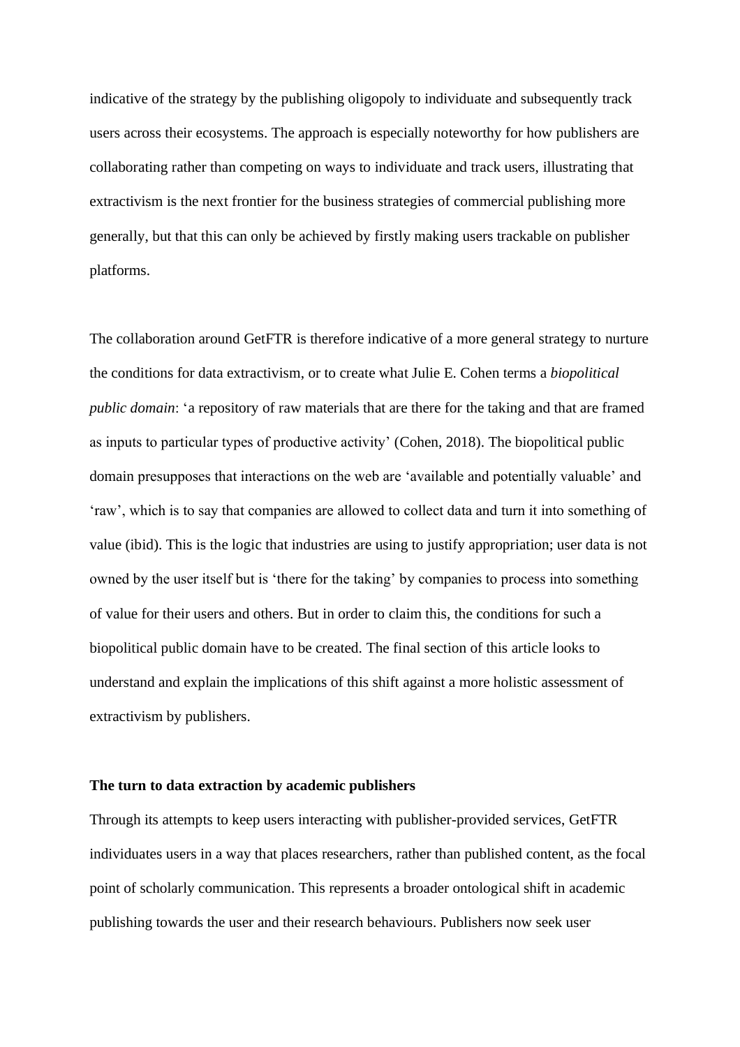indicative of the strategy by the publishing oligopoly to individuate and subsequently track users across their ecosystems. The approach is especially noteworthy for how publishers are collaborating rather than competing on ways to individuate and track users, illustrating that extractivism is the next frontier for the business strategies of commercial publishing more generally, but that this can only be achieved by firstly making users trackable on publisher platforms.

The collaboration around GetFTR is therefore indicative of a more general strategy to nurture the conditions for data extractivism, or to create what Julie E. Cohen terms a *biopolitical public domain*: 'a repository of raw materials that are there for the taking and that are framed as inputs to particular types of productive activity' (Cohen, 2018). The biopolitical public domain presupposes that interactions on the web are 'available and potentially valuable' and 'raw', which is to say that companies are allowed to collect data and turn it into something of value (ibid). This is the logic that industries are using to justify appropriation; user data is not owned by the user itself but is 'there for the taking' by companies to process into something of value for their users and others. But in order to claim this, the conditions for such a biopolitical public domain have to be created. The final section of this article looks to understand and explain the implications of this shift against a more holistic assessment of extractivism by publishers.

**The turn to data extraction by academic publishers**

Through its attempts to keep users interacting with publisher-provided services, GetFTR individuates users in a way that places researchers, rather than published content, as the focal point of scholarly communication. This represents a broader ontological shift in academic publishing towards the user and their research behaviours. Publishers now seek user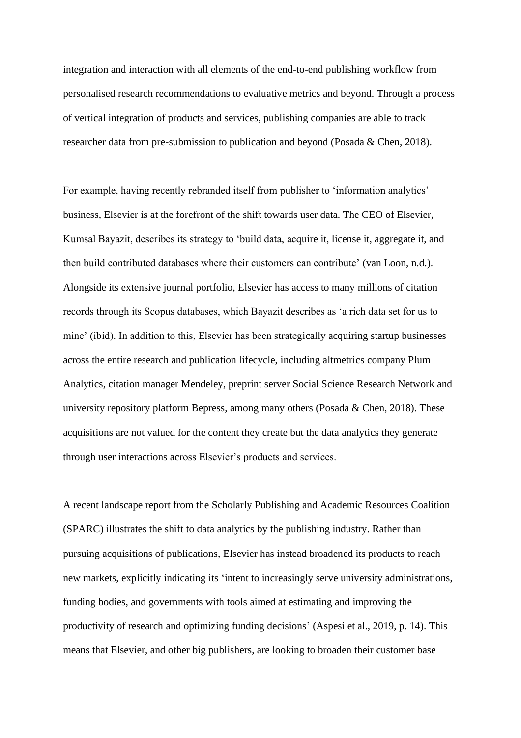integration and interaction with all elements of the end-to-end publishing workflow from personalised research recommendations to evaluative metrics and beyond. Through a process of vertical integration of products and services, publishing companies are able to track researcher data from pre-submission to publication and beyond (Posada & Chen, 2018).

For example, having recently rebranded itself from publisher to 'information analytics' business, Elsevier is at the forefront of the shift towards user data. The CEO of Elsevier, Kumsal Bayazit, describes its strategy to 'build data, acquire it, license it, aggregate it, and then build contributed databases where their customers can contribute' (van Loon, n.d.). Alongside its extensive journal portfolio, Elsevier has access to many millions of citation records through its Scopus databases, which Bayazit describes as 'a rich data set for us to mine' (ibid). In addition to this, Elsevier has been strategically acquiring startup businesses across the entire research and publication lifecycle, including altmetrics company Plum Analytics, citation manager Mendeley, preprint server Social Science Research Network and university repository platform Bepress, among many others (Posada & Chen, 2018). These acquisitions are not valued for the content they create but the data analytics they generate through user interactions across Elsevier's products and services.

A recent landscape report from the Scholarly Publishing and Academic Resources Coalition (SPARC) illustrates the shift to data analytics by the publishing industry. Rather than pursuing acquisitions of publications, Elsevier has instead broadened its products to reach new markets, explicitly indicating its 'intent to increasingly serve university administrations, funding bodies, and governments with tools aimed at estimating and improving the productivity of research and optimizing funding decisions' (Aspesi et al., 2019, p. 14). This means that Elsevier, and other big publishers, are looking to broaden their customer base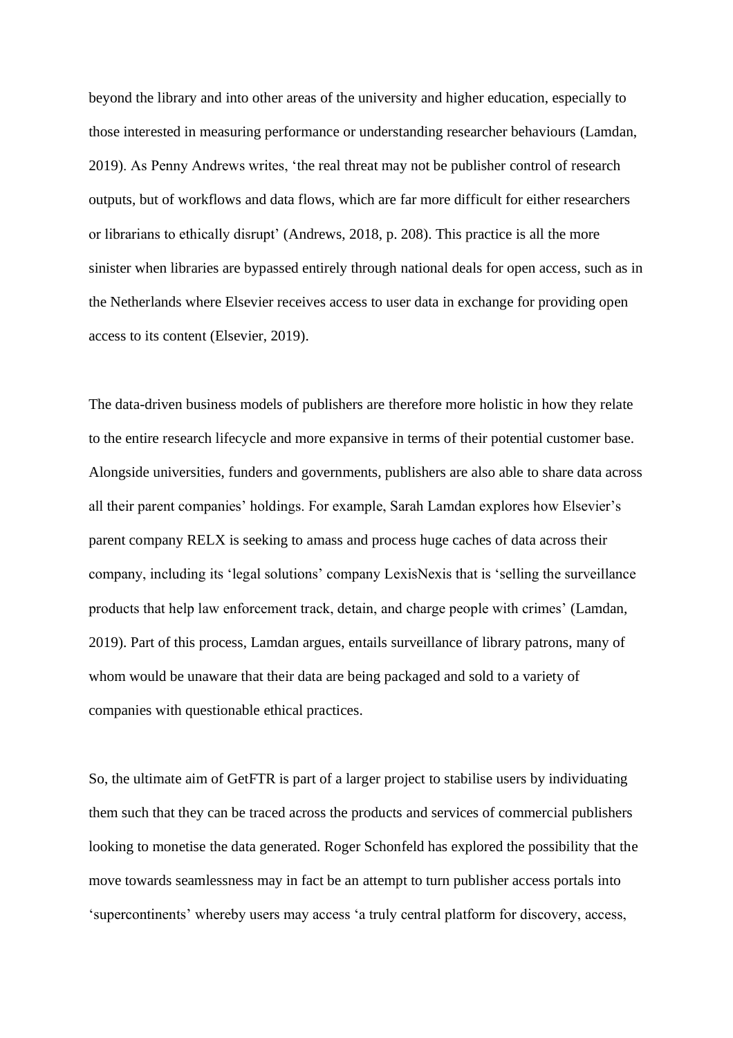beyond the library and into other areas of the university and higher education, especially to those interested in measuring performance or understanding researcher behaviours (Lamdan, 2019). As Penny Andrews writes, 'the real threat may not be publisher control of research outputs, but of workflows and data flows, which are far more difficult for either researchers or librarians to ethically disrupt' (Andrews, 2018, p. 208). This practice is all the more sinister when libraries are bypassed entirely through national deals for open access, such as in the Netherlands where Elsevier receives access to user data in exchange for providing open access to its content (Elsevier, 2019).

The data-driven business models of publishers are therefore more holistic in how they relate to the entire research lifecycle and more expansive in terms of their potential customer base. Alongside universities, funders and governments, publishers are also able to share data across all their parent companies' holdings. For example, Sarah Lamdan explores how Elsevier's parent company RELX is seeking to amass and process huge caches of data across their company, including its 'legal solutions' company LexisNexis that is 'selling the surveillance products that help law enforcement track, detain, and charge people with crimes' (Lamdan, 2019). Part of this process, Lamdan argues, entails surveillance of library patrons, many of whom would be unaware that their data are being packaged and sold to a variety of companies with questionable ethical practices.

So, the ultimate aim of GetFTR is part of a larger project to stabilise users by individuating them such that they can be traced across the products and services of commercial publishers looking to monetise the data generated. Roger Schonfeld has explored the possibility that the move towards seamlessness may in fact be an attempt to turn publisher access portals into 'supercontinents' whereby users may access 'a truly central platform for discovery, access,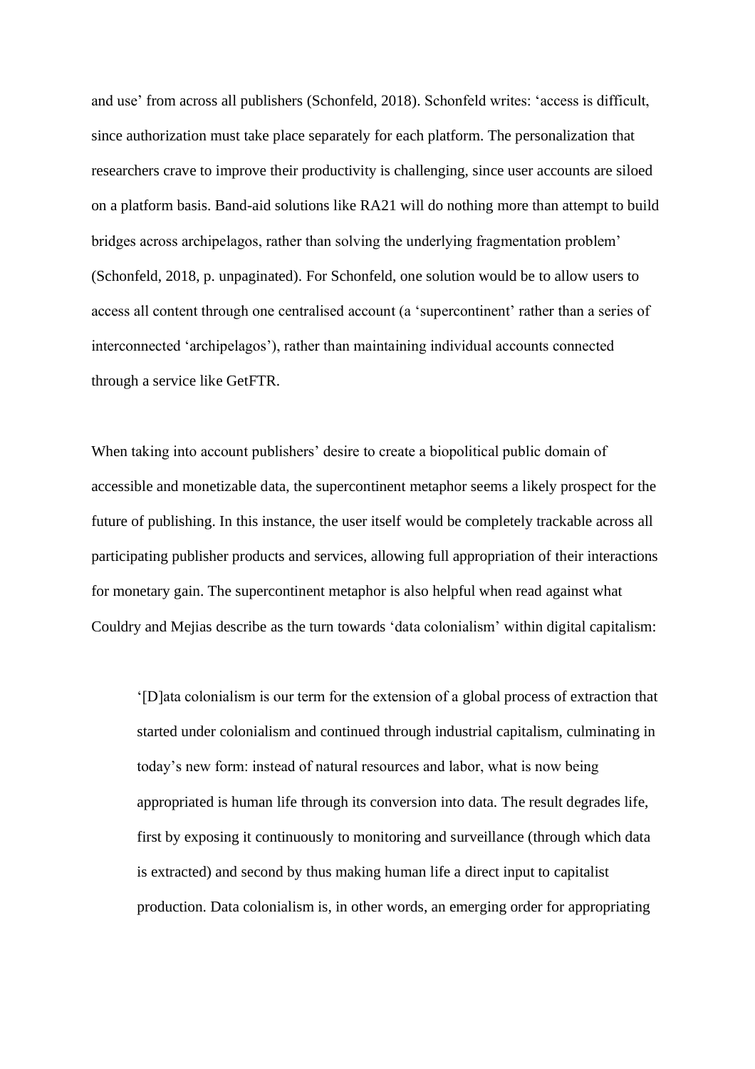and use' from across all publishers (Schonfeld, 2018). Schonfeld writes: 'access is difficult, since authorization must take place separately for each platform. The personalization that researchers crave to improve their productivity is challenging, since user accounts are siloed on a platform basis. Band-aid solutions like RA21 will do nothing more than attempt to build bridges across archipelagos, rather than solving the underlying fragmentation problem' (Schonfeld, 2018, p. unpaginated). For Schonfeld, one solution would be to allow users to access all content through one centralised account (a 'supercontinent' rather than a series of interconnected 'archipelagos'), rather than maintaining individual accounts connected through a service like GetFTR.

When taking into account publishers' desire to create a biopolitical public domain of accessible and monetizable data, the supercontinent metaphor seems a likely prospect for the future of publishing. In this instance, the user itself would be completely trackable across all participating publisher products and services, allowing full appropriation of their interactions for monetary gain. The supercontinent metaphor is also helpful when read against what Couldry and Mejias describe as the turn towards 'data colonialism' within digital capitalism:

> '[D]ata colonialism is our term for the extension of a global process of extraction that started under colonialism and continued through industrial capitalism, culminating in today's new form: instead of natural resources and labor, what is now being appropriated is human life through its conversion into data. The result degrades life, first by exposing it continuously to monitoring and surveillance (through which data is extracted) and second by thus making human life a direct input to capitalist production. Data colonialism is, in other words, an emerging order for appropriating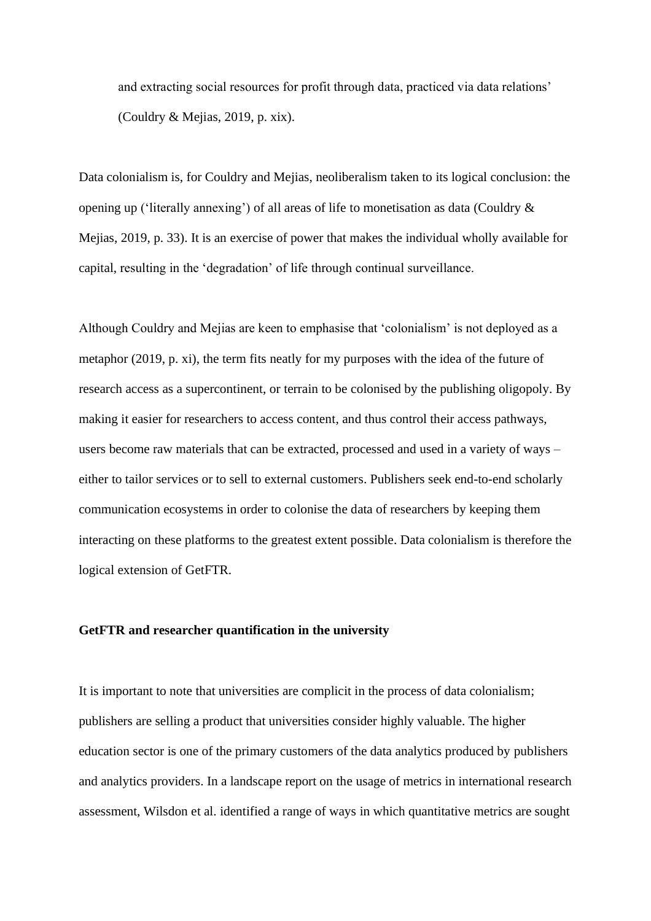> and extracting social resources for profit through data, practiced via data relations' (Couldry & Mejias, 2019, p. xix).

Data colonialism is, for Couldry and Mejias, neoliberalism taken to its logical conclusion: the opening up ('literally annexing') of all areas of life to monetisation as data (Couldry & Mejias, 2019, p. 33). It is an exercise of power that makes the individual wholly available for capital, resulting in the 'degradation' of life through continual surveillance.

Although Couldry and Mejias are keen to emphasise that 'colonialism' is not deployed as a metaphor (2019, p. xi), the term fits neatly for my purposes with the idea of the future of research access as a supercontinent, or terrain to be colonised by the publishing oligopoly. By making it easier for researchers to access content, and thus control their access pathways, users become raw materials that can be extracted, processed and used in a variety of ways – either to tailor services or to sell to external customers. Publishers seek end-to-end scholarly communication ecosystems in order to colonise the data of researchers by keeping them interacting on these platforms to the greatest extent possible. Data colonialism is therefore the logical extension of GetFTR.

**GetFTR and researcher quantification in the university**

It is important to note that universities are complicit in the process of data colonialism; publishers are selling a product that universities consider highly valuable. The higher education sector is one of the primary customers of the data analytics produced by publishers and analytics providers. In a landscape report on the usage of metrics in international research assessment, Wilsdon et al. identified a range of ways in which quantitative metrics are sought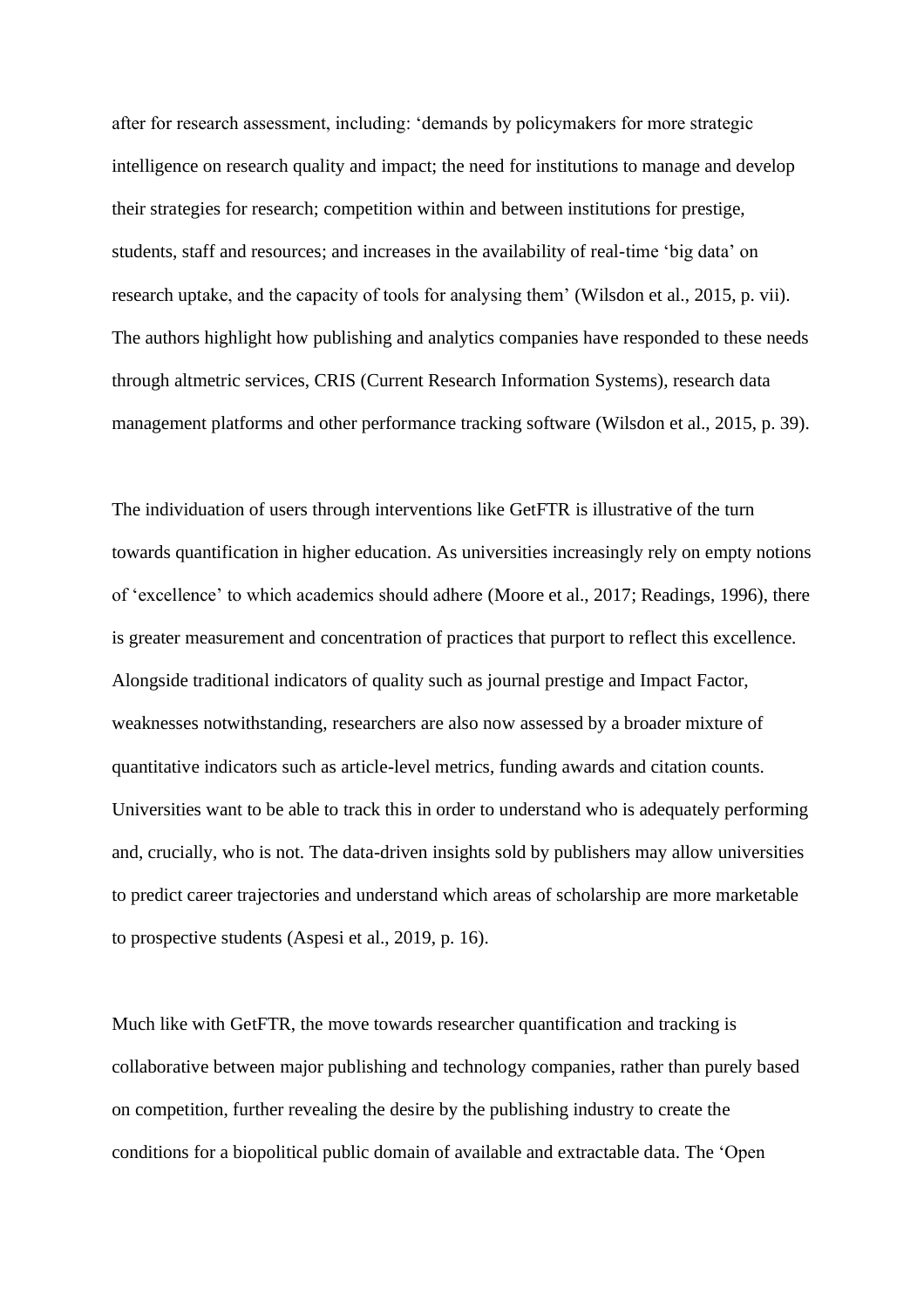after for research assessment, including: 'demands by policymakers for more strategic intelligence on research quality and impact; the need for institutions to manage and develop their strategies for research; competition within and between institutions for prestige, students, staff and resources; and increases in the availability of real-time 'big data' on research uptake, and the capacity of tools for analysing them' (Wilsdon et al., 2015, p. vii). The authors highlight how publishing and analytics companies have responded to these needs through altmetric services, CRIS (Current Research Information Systems), research data management platforms and other performance tracking software (Wilsdon et al., 2015, p. 39).

The individuation of users through interventions like GetFTR is illustrative of the turn towards quantification in higher education. As universities increasingly rely on empty notions of 'excellence' to which academics should adhere (Moore et al., 2017; Readings, 1996), there is greater measurement and concentration of practices that purport to reflect this excellence. Alongside traditional indicators of quality such as journal prestige and Impact Factor, weaknesses notwithstanding, researchers are also now assessed by a broader mixture of quantitative indicators such as article-level metrics, funding awards and citation counts. Universities want to be able to track this in order to understand who is adequately performing and, crucially, who is not. The data-driven insights sold by publishers may allow universities to predict career trajectories and understand which areas of scholarship are more marketable to prospective students (Aspesi et al., 2019, p. 16).

Much like with GetFTR, the move towards researcher quantification and tracking is collaborative between major publishing and technology companies, rather than purely based on competition, further revealing the desire by the publishing industry to create the conditions for a biopolitical public domain of available and extractable data. The 'Open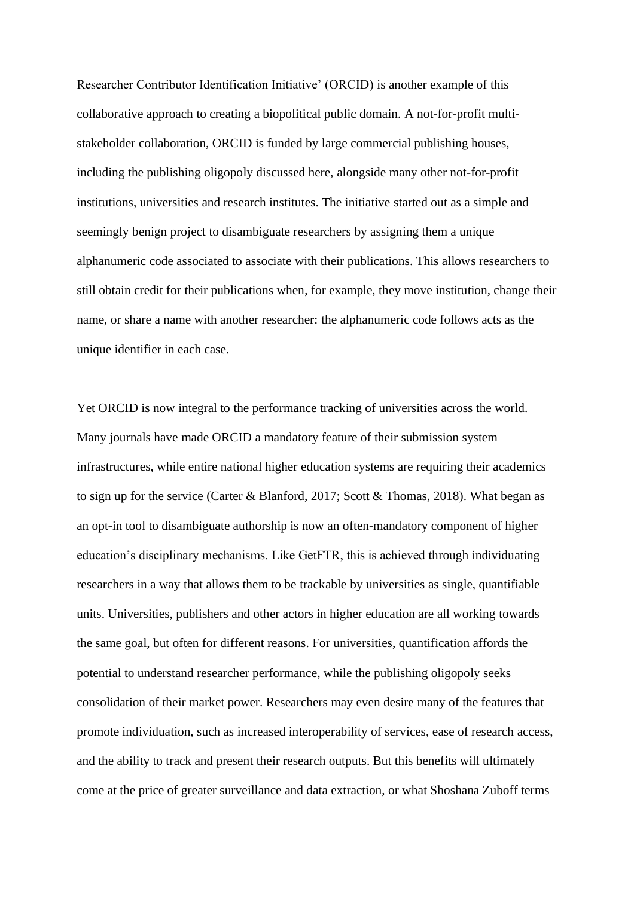Researcher Contributor Identification Initiative' (ORCID) is another example of this collaborative approach to creating a biopolitical public domain. A not-for-profit multi-stakeholder collaboration, ORCID is funded by large commercial publishing houses, including the publishing oligopoly discussed here, alongside many other not-for-profit institutions, universities and research institutes. The initiative started out as a simple and seemingly benign project to disambiguate researchers by assigning them a unique alphanumeric code associated to associate with their publications. This allows researchers to still obtain credit for their publications when, for example, they move institution, change their name, or share a name with another researcher: the alphanumeric code follows acts as the unique identifier in each case.

Yet ORCID is now integral to the performance tracking of universities across the world. Many journals have made ORCID a mandatory feature of their submission system infrastructures, while entire national higher education systems are requiring their academics to sign up for the service (Carter & Blanford, 2017; Scott & Thomas, 2018). What began as an opt-in tool to disambiguate authorship is now an often-mandatory component of higher education's disciplinary mechanisms. Like GetFTR, this is achieved through individuating researchers in a way that allows them to be trackable by universities as single, quantifiable units. Universities, publishers and other actors in higher education are all working towards the same goal, but often for different reasons. For universities, quantification affords the potential to understand researcher performance, while the publishing oligopoly seeks consolidation of their market power. Researchers may even desire many of the features that promote individuation, such as increased interoperability of services, ease of research access, and the ability to track and present their research outputs. But this benefits will ultimately come at the price of greater surveillance and data extraction, or what Shoshana Zuboff terms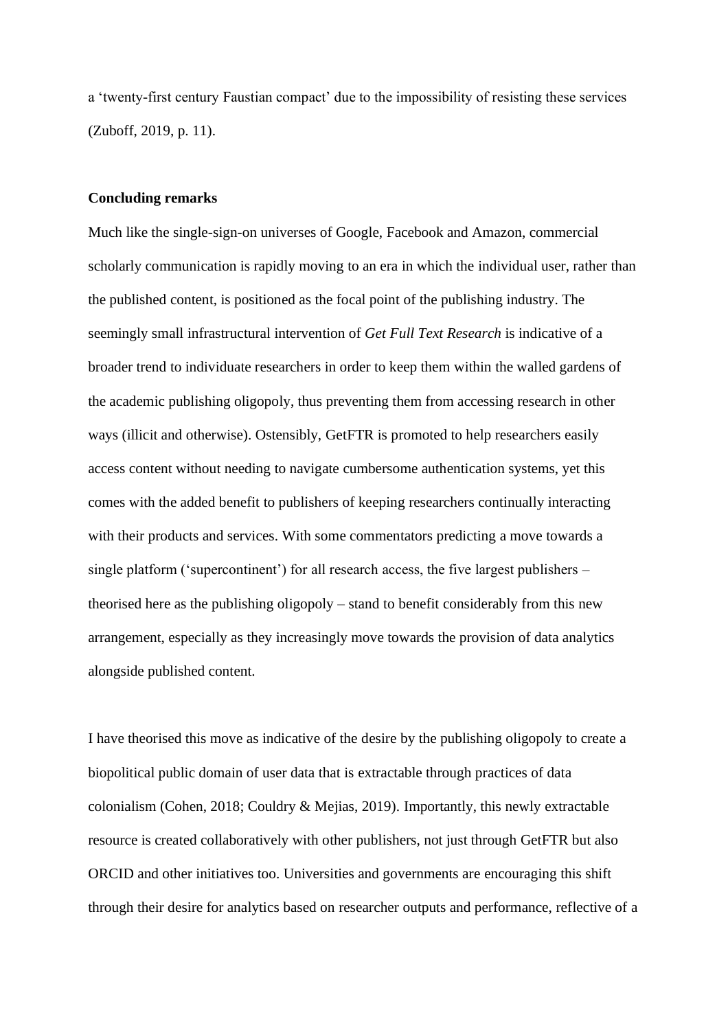a 'twenty-first century Faustian compact' due to the impossibility of resisting these services (Zuboff, 2019, p. 11).

## Concluding remarks

Much like the single-sign-on universes of Google, Facebook and Amazon, commercial scholarly communication is rapidly moving to an era in which the individual user, rather than the published content, is positioned as the focal point of the publishing industry. The seemingly small infrastructural intervention of *Get Full Text Research* is indicative of a broader trend to individuate researchers in order to keep them within the walled gardens of the academic publishing oligopoly, thus preventing them from accessing research in other ways (illicit and otherwise). Ostensibly, GetFTR is promoted to help researchers easily access content without needing to navigate cumbersome authentication systems, yet this comes with the added benefit to publishers of keeping researchers continually interacting with their products and services. With some commentators predicting a move towards a single platform ('supercontinent') for all research access, the five largest publishers – theorised here as the publishing oligopoly – stand to benefit considerably from this new arrangement, especially as they increasingly move towards the provision of data analytics alongside published content.

I have theorised this move as indicative of the desire by the publishing oligopoly to create a biopolitical public domain of user data that is extractable through practices of data colonialism (Cohen, 2018; Couldry & Mejias, 2019). Importantly, this newly extractable resource is created collaboratively with other publishers, not just through GetFTR but also ORCID and other initiatives too. Universities and governments are encouraging this shift through their desire for analytics based on researcher outputs and performance, reflective of a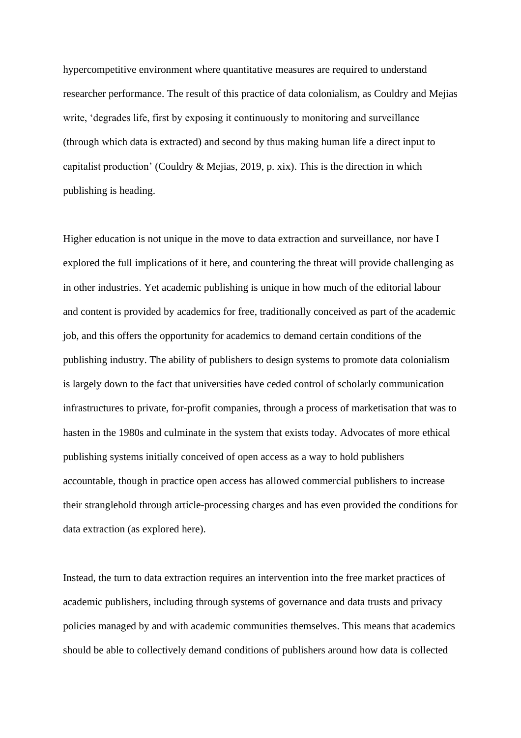hypercompetitive environment where quantitative measures are required to understand researcher performance. The result of this practice of data colonialism, as Couldry and Mejias write, 'degrades life, first by exposing it continuously to monitoring and surveillance (through which data is extracted) and second by thus making human life a direct input to capitalist production' (Couldry & Mejias, 2019, p. xix). This is the direction in which publishing is heading.

Higher education is not unique in the move to data extraction and surveillance, nor have I explored the full implications of it here, and countering the threat will provide challenging as in other industries. Yet academic publishing is unique in how much of the editorial labour and content is provided by academics for free, traditionally conceived as part of the academic job, and this offers the opportunity for academics to demand certain conditions of the publishing industry. The ability of publishers to design systems to promote data colonialism is largely down to the fact that universities have ceded control of scholarly communication infrastructures to private, for-profit companies, through a process of marketisation that was to hasten in the 1980s and culminate in the system that exists today. Advocates of more ethical publishing systems initially conceived of open access as a way to hold publishers accountable, though in practice open access has allowed commercial publishers to increase their stranglehold through article-processing charges and has even provided the conditions for data extraction (as explored here).

Instead, the turn to data extraction requires an intervention into the free market practices of academic publishers, including through systems of governance and data trusts and privacy policies managed by and with academic communities themselves. This means that academics should be able to collectively demand conditions of publishers around how data is collected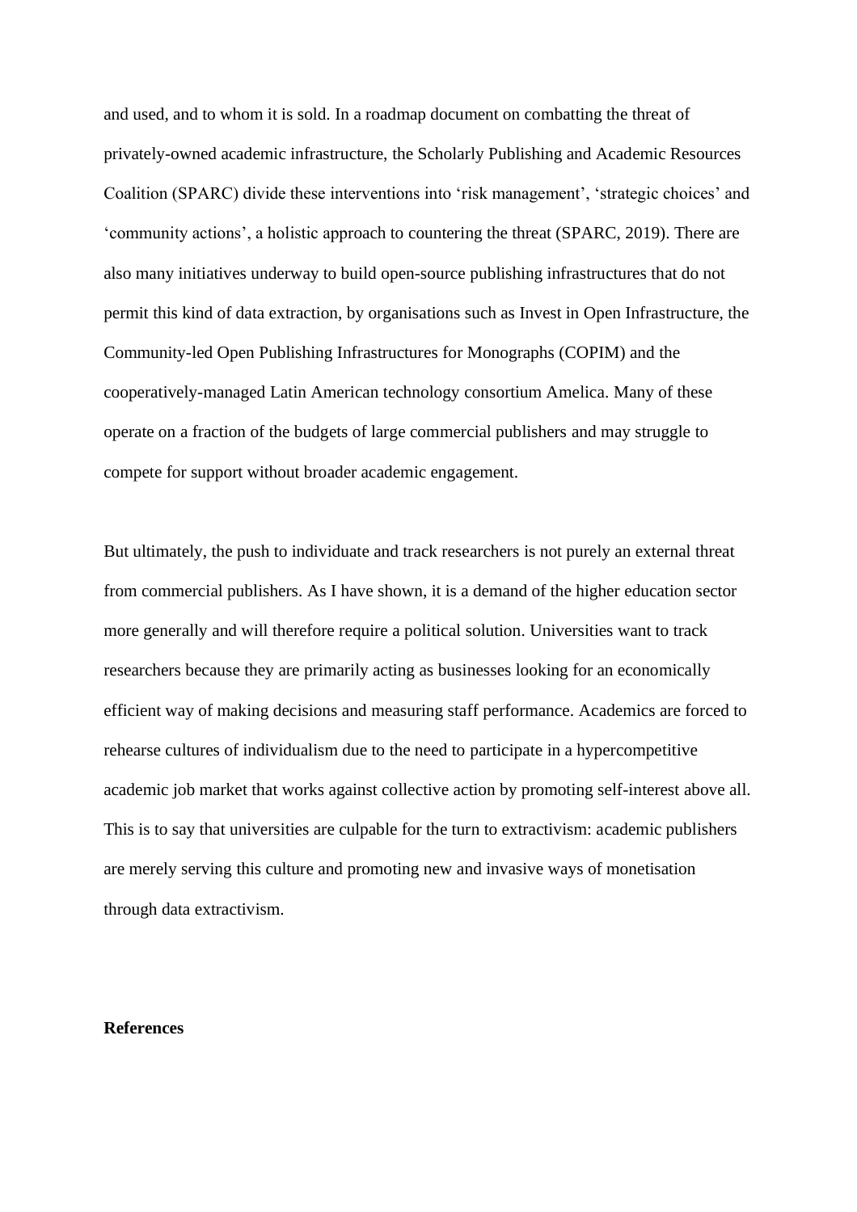and used, and to whom it is sold. In a roadmap document on combatting the threat of privately-owned academic infrastructure, the Scholarly Publishing and Academic Resources Coalition (SPARC) divide these interventions into 'risk management', 'strategic choices' and 'community actions', a holistic approach to countering the threat (SPARC, 2019). There are also many initiatives underway to build open-source publishing infrastructures that do not permit this kind of data extraction, by organisations such as Invest in Open Infrastructure, the Community-led Open Publishing Infrastructures for Monographs (COPIM) and the cooperatively-managed Latin American technology consortium Amelica. Many of these operate on a fraction of the budgets of large commercial publishers and may struggle to compete for support without broader academic engagement.

But ultimately, the push to individuate and track researchers is not purely an external threat from commercial publishers. As I have shown, it is a demand of the higher education sector more generally and will therefore require a political solution. Universities want to track researchers because they are primarily acting as businesses looking for an economically efficient way of making decisions and measuring staff performance. Academics are forced to rehearse cultures of individualism due to the need to participate in a hypercompetitive academic job market that works against collective action by promoting self-interest above all. This is to say that universities are culpable for the turn to extractivism: academic publishers are merely serving this culture and promoting new and invasive ways of monetisation through data extractivism.

## References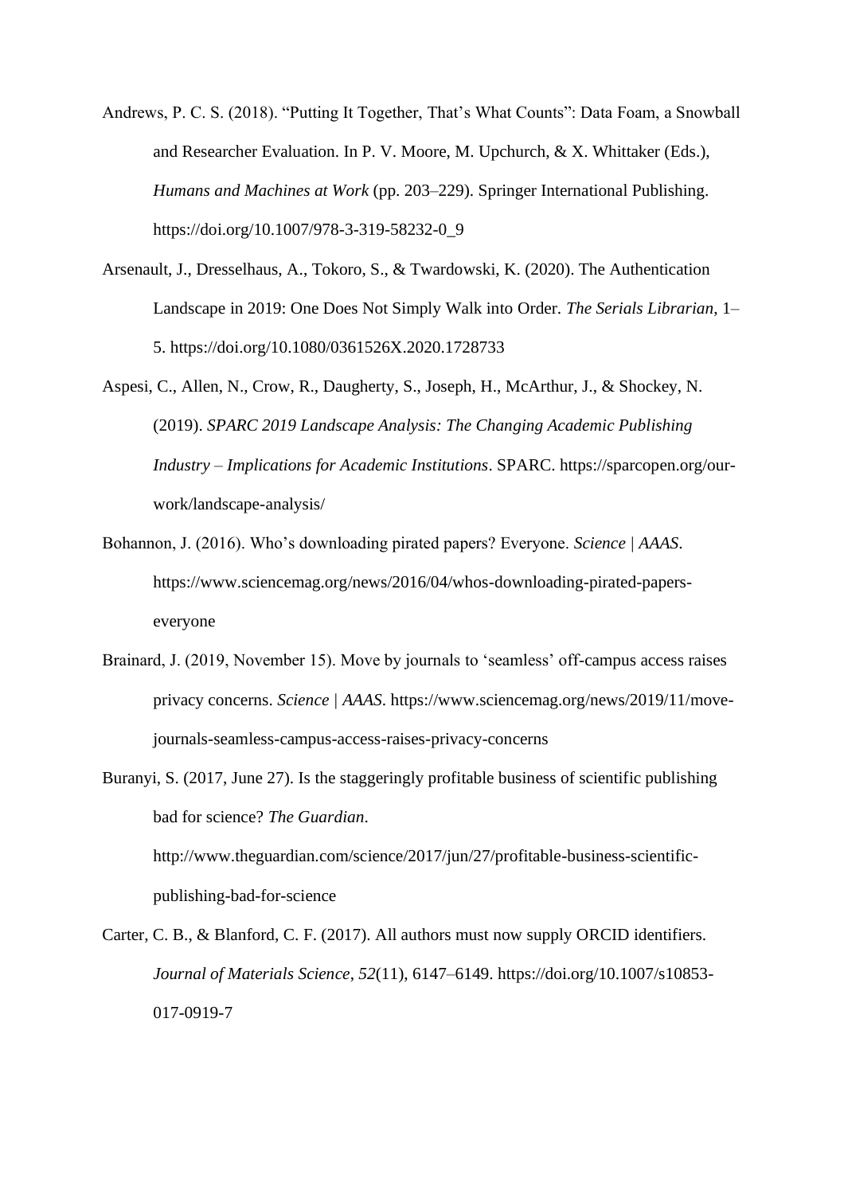Andrews, P. C. S. (2018). “Putting It Together, That’s What Counts”: Data Foam, a Snowball and Researcher Evaluation. In P. V. Moore, M. Upchurch, & X. Whittaker (Eds.), *Humans and Machines at Work* (pp. 203–229). Springer International Publishing. https://doi.org/10.1007/978-3-319-58232-0_9

Arsenault, J., Dresselhaus, A., Tokoro, S., & Twardowski, K. (2020). The Authentication Landscape in 2019: One Does Not Simply Walk into Order. *The Serials Librarian*, 1–5. https://doi.org/10.1080/0361526X.2020.1728733

Aspesi, C., Allen, N., Crow, R., Daugherty, S., Joseph, H., McArthur, J., & Shockey, N. (2019). *SPARC 2019 Landscape Analysis: The Changing Academic Publishing Industry – Implications for Academic Institutions*. SPARC. https://sparcopen.org/our-work/landscape-analysis/

Bohannon, J. (2016). Who’s downloading pirated papers? Everyone. *Science | AAAS*. https://www.sciencemag.org/news/2016/04/whos-downloading-pirated-papers-everyone

Brainard, J. (2019, November 15). Move by journals to ‘seamless’ off-campus access raises privacy concerns. *Science | AAAS*. https://www.sciencemag.org/news/2019/11/move-journals-seamless-campus-access-raises-privacy-concerns

Buranyi, S. (2017, June 27). Is the staggeringly profitable business of scientific publishing bad for science? *The Guardian*. http://www.theguardian.com/science/2017/jun/27/profitable-business-scientific-publishing-bad-for-science

Carter, C. B., & Blanford, C. F. (2017). All authors must now supply ORCID identifiers. *Journal of Materials Science*, *52*(11), 6147–6149. https://doi.org/10.1007/s10853-017-0919-7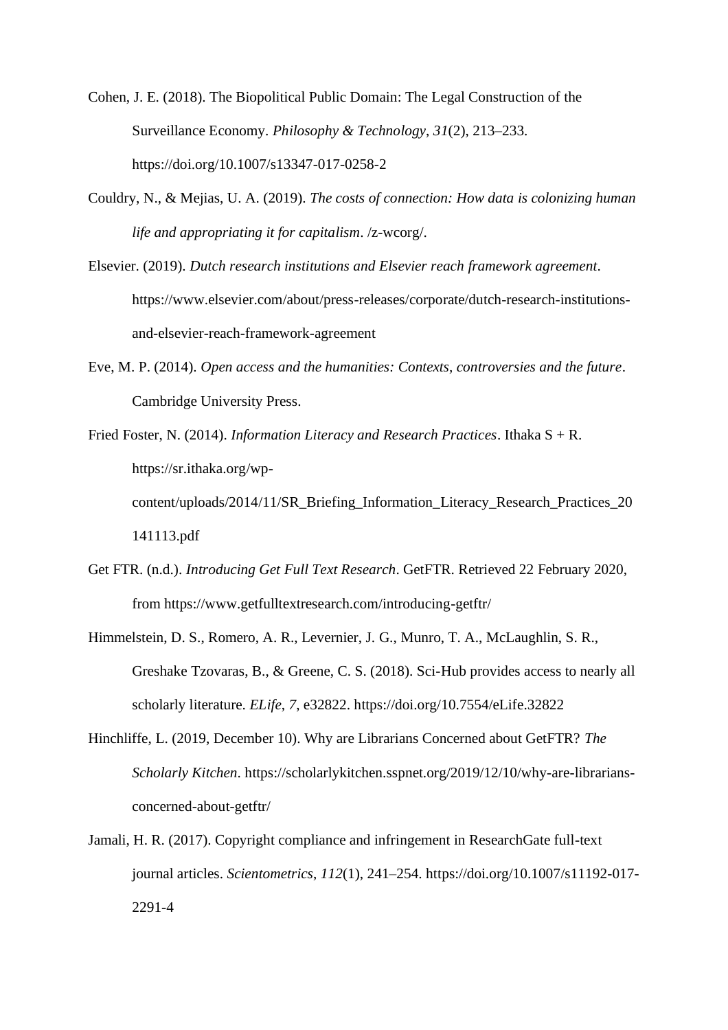Cohen, J. E. (2018). The Biopolitical Public Domain: The Legal Construction of the Surveillance Economy. *Philosophy & Technology*, *31*(2), 213–233. https://doi.org/10.1007/s13347-017-0258-2

Couldry, N., & Mejias, U. A. (2019). *The costs of connection: How data is colonizing human life and appropriating it for capitalism*. /z-wcorg/.

Elsevier. (2019). *Dutch research institutions and Elsevier reach framework agreement*. https://www.elsevier.com/about/press-releases/corporate/dutch-research-institutions-and-elsevier-reach-framework-agreement

Eve, M. P. (2014). *Open access and the humanities: Contexts, controversies and the future*. Cambridge University Press.

Fried Foster, N. (2014). *Information Literacy and Research Practices*. Ithaka S + R. https://sr.ithaka.org/wp-content/uploads/2014/11/SR_Briefing_Information_Literacy_Research_Practices_20141113.pdf

Get FTR. (n.d.). *Introducing Get Full Text Research*. GetFTR. Retrieved 22 February 2020, from https://www.getfulltextresearch.com/introducing-getftr/

Himmelstein, D. S., Romero, A. R., Levernier, J. G., Munro, T. A., McLaughlin, S. R., Greshake Tzovaras, B., & Greene, C. S. (2018). Sci-Hub provides access to nearly all scholarly literature. *ELife*, *7*, e32822. https://doi.org/10.7554/eLife.32822

Hinchliffe, L. (2019, December 10). Why are Librarians Concerned about GetFTR? *The Scholarly Kitchen*. https://scholarlykitchen.sspnet.org/2019/12/10/why-are-librarians-concerned-about-getftr/

Jamali, H. R. (2017). Copyright compliance and infringement in ResearchGate full-text journal articles. *Scientometrics*, *112*(1), 241–254. https://doi.org/10.1007/s11192-017-2291-4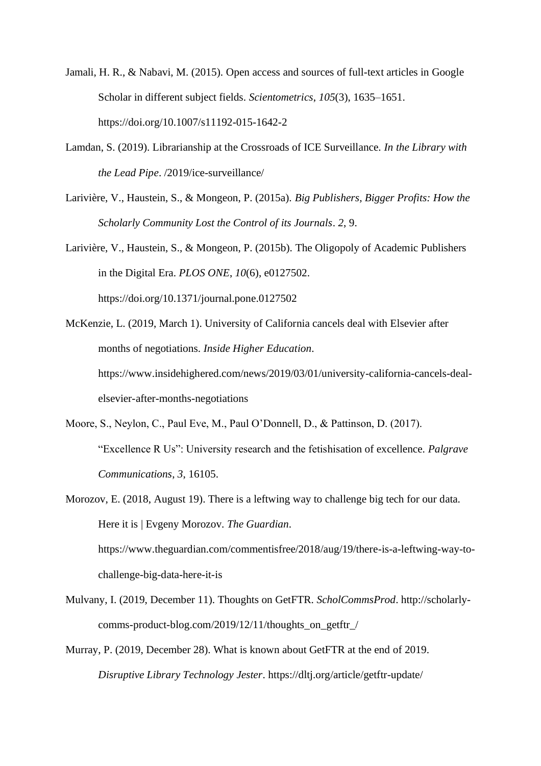Jamali, H. R., & Nabavi, M. (2015). Open access and sources of full-text articles in Google Scholar in different subject fields. *Scientometrics*, *105*(3), 1635–1651. https://doi.org/10.1007/s11192-015-1642-2

Lamdan, S. (2019). Librarianship at the Crossroads of ICE Surveillance. *In the Library with the Lead Pipe*. /2019/ice-surveillance/

Larivière, V., Haustein, S., & Mongeon, P. (2015a). *Big Publishers, Bigger Profits: How the Scholarly Community Lost the Control of its Journals*. *2*, 9.

Larivière, V., Haustein, S., & Mongeon, P. (2015b). The Oligopoly of Academic Publishers in the Digital Era. *PLOS ONE*, *10*(6), e0127502. https://doi.org/10.1371/journal.pone.0127502

McKenzie, L. (2019, March 1). University of California cancels deal with Elsevier after months of negotiations. *Inside Higher Education*. https://www.insidehighered.com/news/2019/03/01/university-california-cancels-deal-elsevier-after-months-negotiations

Moore, S., Neylon, C., Paul Eve, M., Paul O'Donnell, D., & Pattinson, D. (2017). "Excellence R Us": University research and the fetishisation of excellence. *Palgrave Communications*, *3*, 16105.

Morozov, E. (2018, August 19). There is a leftwing way to challenge big tech for our data. Here it is | Evgeny Morozov. *The Guardian*. https://www.theguardian.com/commentisfree/2018/aug/19/there-is-a-leftwing-way-to-challenge-big-data-here-it-is

Mulvany, I. (2019, December 11). Thoughts on GetFTR. *ScholCommsProd*. http://scholarly-comms-product-blog.com/2019/12/11/thoughts_on_getftr_/

Murray, P. (2019, December 28). What is known about GetFTR at the end of 2019. *Disruptive Library Technology Jester*. https://dltj.org/article/getftr-update/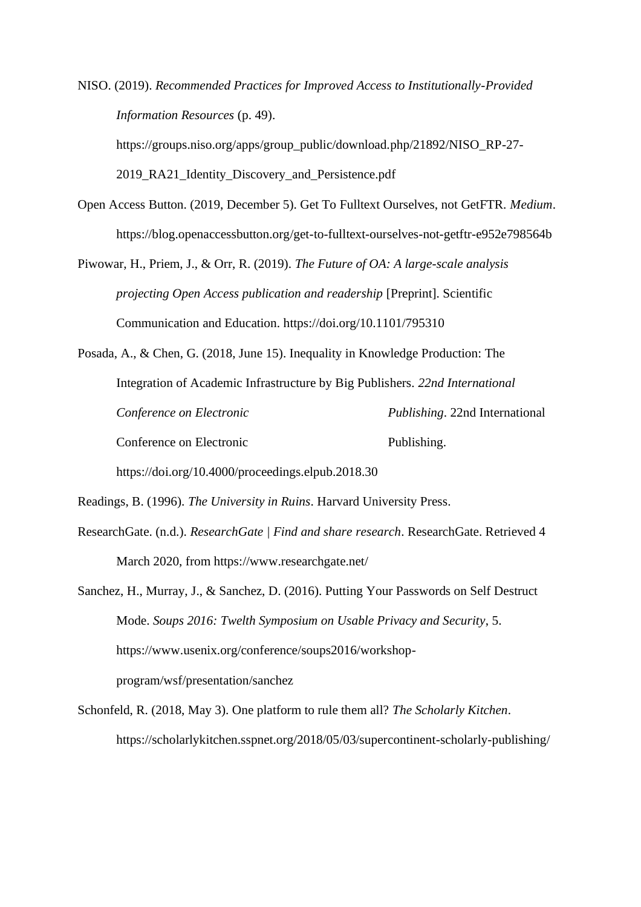NISO. (2019). *Recommended Practices for Improved Access to Institutionally-Provided Information Resources* (p. 49). https://groups.niso.org/apps/group_public/download.php/21892/NISO_RP-27-2019_RA21_Identity_Discovery_and_Persistence.pdf

Open Access Button. (2019, December 5). Get To Fulltext Ourselves, not GetFTR. *Medium*. https://blog.openaccessbutton.org/get-to-fulltext-ourselves-not-getftr-e952e798564b

Piwowar, H., Priem, J., & Orr, R. (2019). *The Future of OA: A large-scale analysis projecting Open Access publication and readership* [Preprint]. Scientific Communication and Education. https://doi.org/10.1101/795310

Posada, A., & Chen, G. (2018, June 15). Inequality in Knowledge Production: The Integration of Academic Infrastructure by Big Publishers. *22nd International Conference on Electronic Publishing*. 22nd International Conference on Electronic Publishing. https://doi.org/10.4000/proceedings.elpub.2018.30

Readings, B. (1996). *The University in Ruins*. Harvard University Press.

ResearchGate. (n.d.). *ResearchGate | Find and share research*. ResearchGate. Retrieved 4 March 2020, from https://www.researchgate.net/

Sanchez, H., Murray, J., & Sanchez, D. (2016). Putting Your Passwords on Self Destruct Mode. *Soups 2016: Twelth Symposium on Usable Privacy and Security*, 5. https://www.usenix.org/conference/soups2016/workshop-program/wsf/presentation/sanchez

Schonfeld, R. (2018, May 3). One platform to rule them all? *The Scholarly Kitchen*. https://scholarlykitchen.sspnet.org/2018/05/03/supercontinent-scholarly-publishing/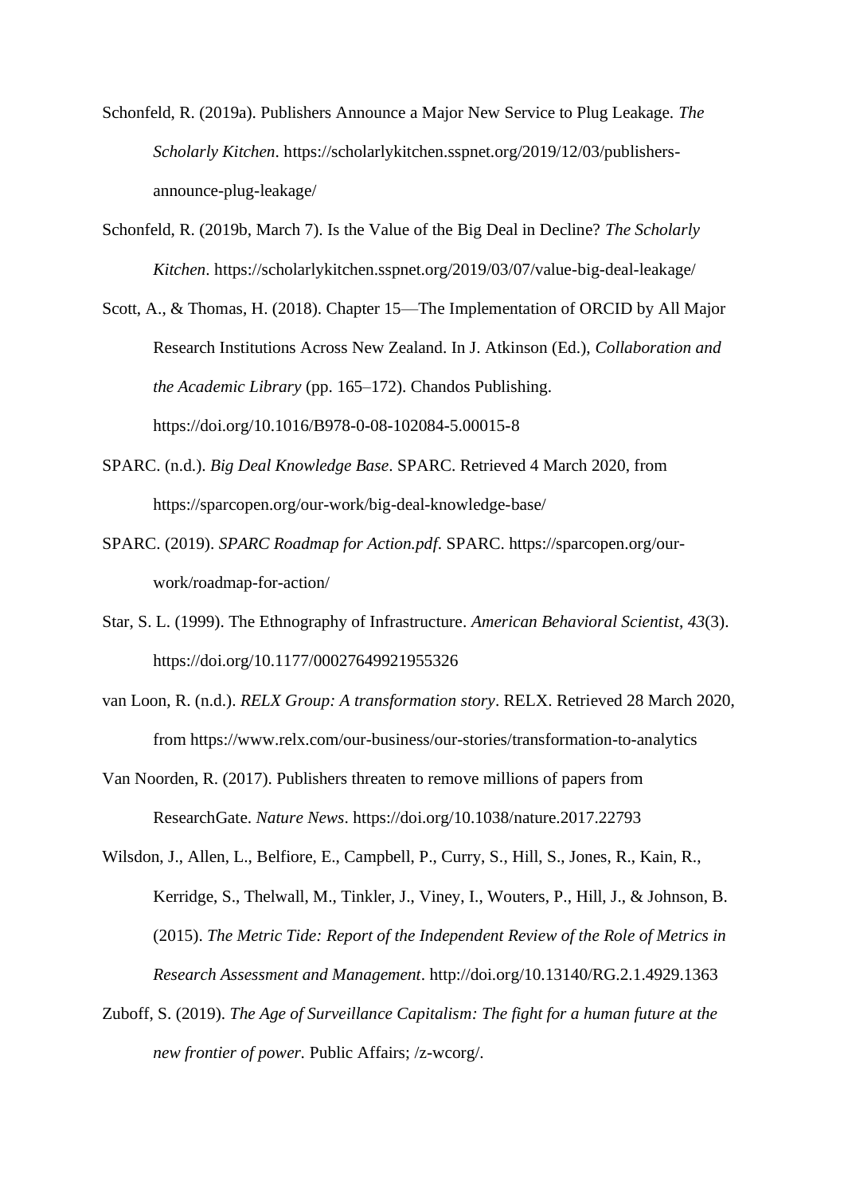Schonfeld, R. (2019a). Publishers Announce a Major New Service to Plug Leakage. *The Scholarly Kitchen*. https://scholarlykitchen.sspnet.org/2019/12/03/publishers-announce-plug-leakage/

Schonfeld, R. (2019b, March 7). Is the Value of the Big Deal in Decline? *The Scholarly Kitchen*. https://scholarlykitchen.sspnet.org/2019/03/07/value-big-deal-leakage/

Scott, A., & Thomas, H. (2018). Chapter 15—The Implementation of ORCID by All Major Research Institutions Across New Zealand. In J. Atkinson (Ed.), *Collaboration and the Academic Library* (pp. 165–172). Chandos Publishing. https://doi.org/10.1016/B978-0-08-102084-5.00015-8

SPARC. (n.d.). *Big Deal Knowledge Base*. SPARC. Retrieved 4 March 2020, from https://sparcopen.org/our-work/big-deal-knowledge-base/

SPARC. (2019). *SPARC Roadmap for Action.pdf*. SPARC. https://sparcopen.org/our-work/roadmap-for-action/

Star, S. L. (1999). The Ethnography of Infrastructure. *American Behavioral Scientist*, *43*(3). https://doi.org/10.1177/00027649921955326

van Loon, R. (n.d.). *RELX Group: A transformation story*. RELX. Retrieved 28 March 2020, from https://www.relx.com/our-business/our-stories/transformation-to-analytics

Van Noorden, R. (2017). Publishers threaten to remove millions of papers from ResearchGate. *Nature News*. https://doi.org/10.1038/nature.2017.22793

Wilsdon, J., Allen, L., Belfiore, E., Campbell, P., Curry, S., Hill, S., Jones, R., Kain, R., Kerridge, S., Thelwall, M., Tinkler, J., Viney, I., Wouters, P., Hill, J., & Johnson, B. (2015). *The Metric Tide: Report of the Independent Review of the Role of Metrics in Research Assessment and Management*. http://doi.org/10.13140/RG.2.1.4929.1363

Zuboff, S. (2019). *The Age of Surveillance Capitalism: The fight for a human future at the new frontier of power.* Public Affairs; /z-wcorg/.